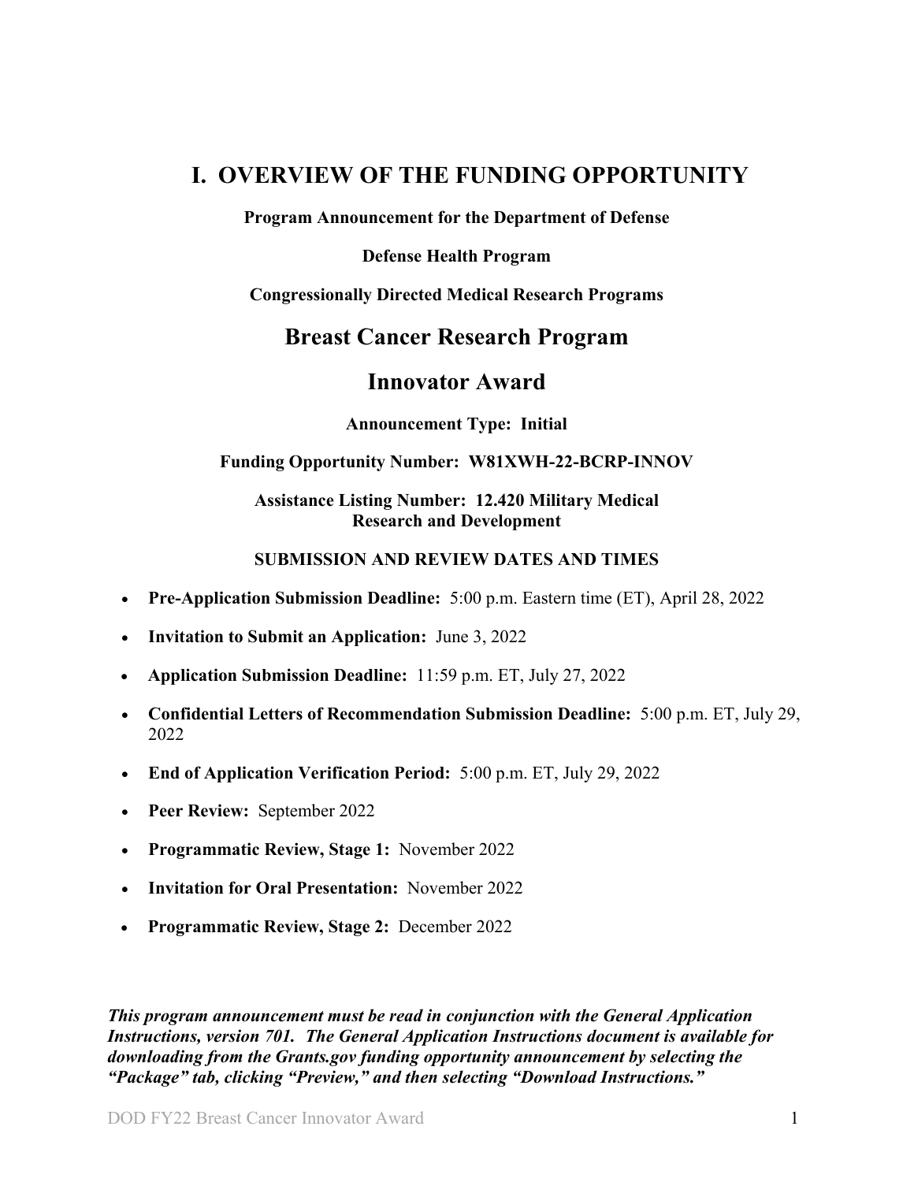# I. OVERVIEW OF THE FUNDING OPPORTUNITY

**Program Announcement for the Department of Defense**

**Defense Health Program**

**Congressionally Directed Medical Research Programs**

## Breast Cancer Research Program

## Innovator Award

**Announcement Type: Initial**

**Funding Opportunity Number: W81XWH-22-BCRP-INNOV**

**Assistance Listing Number: 12.420 Military Medical Research and Development**

**SUBMISSION AND REVIEW DATES AND TIMES**

- **Pre-Application Submission Deadline:** 5:00 p.m. Eastern time (ET), April 28, 2022
- **Invitation to Submit an Application:** June 3, 2022
- **Application Submission Deadline:** 11:59 p.m. ET, July 27, 2022
- **Confidential Letters of Recommendation Submission Deadline:** 5:00 p.m. ET, July 29, 2022
- **End of Application Verification Period:** 5:00 p.m. ET, July 29, 2022
- **Peer Review:** September 2022
- **Programmatic Review, Stage 1:** November 2022
- **Invitation for Oral Presentation:** November 2022
- **Programmatic Review, Stage 2:** December 2022

***This program announcement must be read in conjunction with the General Application Instructions, version 701. The General Application Instructions document is available for downloading from the Grants.gov funding opportunity announcement by selecting the "Package" tab, clicking "Preview," and then selecting "Download Instructions."***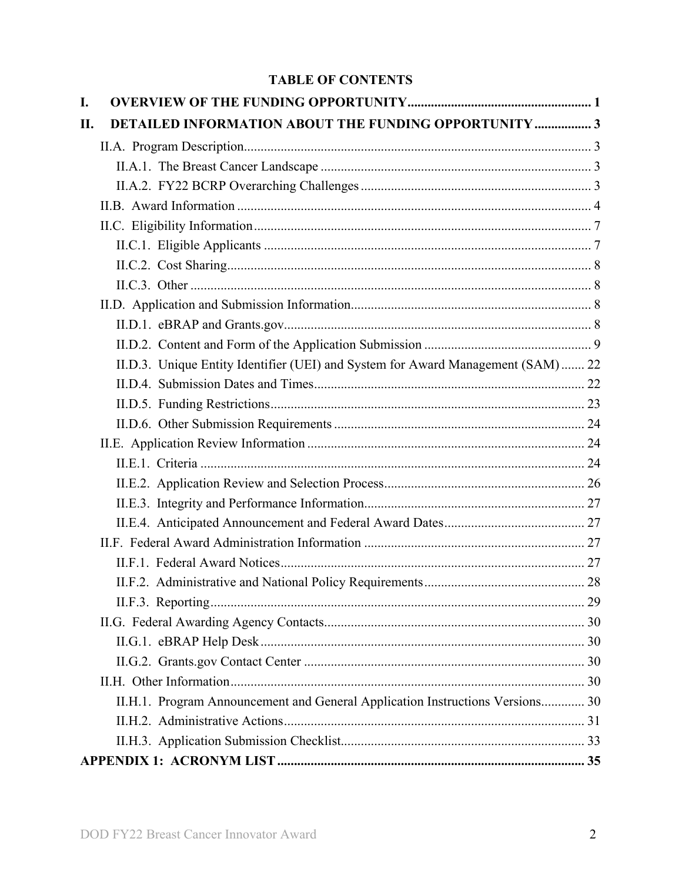# TABLE OF CONTENTS

**I. OVERVIEW OF THE FUNDING OPPORTUNITY ....................................................... 1**

**II. DETAILED INFORMATION ABOUT THE FUNDING OPPORTUNITY ................. 3**

- II.A. Program Description ....................................................................................... 3
  - II.A.1. The Breast Cancer Landscape ................................................................. 3
  - II.A.2. FY22 BCRP Overarching Challenges ..................................................... 3
- II.B. Award Information .......................................................................................... 4
- II.C. Eligibility Information ..................................................................................... 7
  - II.C.1. Eligible Applicants .................................................................................. 7
  - II.C.2. Cost Sharing ............................................................................................. 8
  - II.C.3. Other ........................................................................................................ 8
- II.D. Application and Submission Information ........................................................ 8
  - II.D.1. eBRAP and Grants.gov ............................................................................ 8
  - II.D.2. Content and Form of the Application Submission .................................. 9
  - II.D.3. Unique Entity Identifier (UEI) and System for Award Management (SAM) ....... 22
  - II.D.4. Submission Dates and Times ................................................................. 22
  - II.D.5. Funding Restrictions .............................................................................. 23
  - II.D.6. Other Submission Requirements ........................................................... 24
- II.E. Application Review Information ................................................................... 24
  - II.E.1. Criteria ................................................................................................... 24
  - II.E.2. Application Review and Selection Process ............................................ 26
  - II.E.3. Integrity and Performance Information .................................................. 27
  - II.E.4. Anticipated Announcement and Federal Award Dates .......................... 27
- II.F. Federal Award Administration Information .................................................. 27
  - II.F.1. Federal Award Notices ........................................................................... 27
  - II.F.2. Administrative and National Policy Requirements ................................ 28
  - II.F.3. Reporting ................................................................................................ 29
- II.G. Federal Awarding Agency Contacts .............................................................. 30
  - II.G.1. eBRAP Help Desk ................................................................................. 30
  - II.G.2. Grants.gov Contact Center .................................................................... 30
- II.H. Other Information .......................................................................................... 30
  - II.H.1. Program Announcement and General Application Instructions Versions ............. 30
  - II.H.2. Administrative Actions .......................................................................... 31
  - II.H.3. Application Submission Checklist ......................................................... 33

**APPENDIX 1: ACRONYM LIST ............................................................................. 35**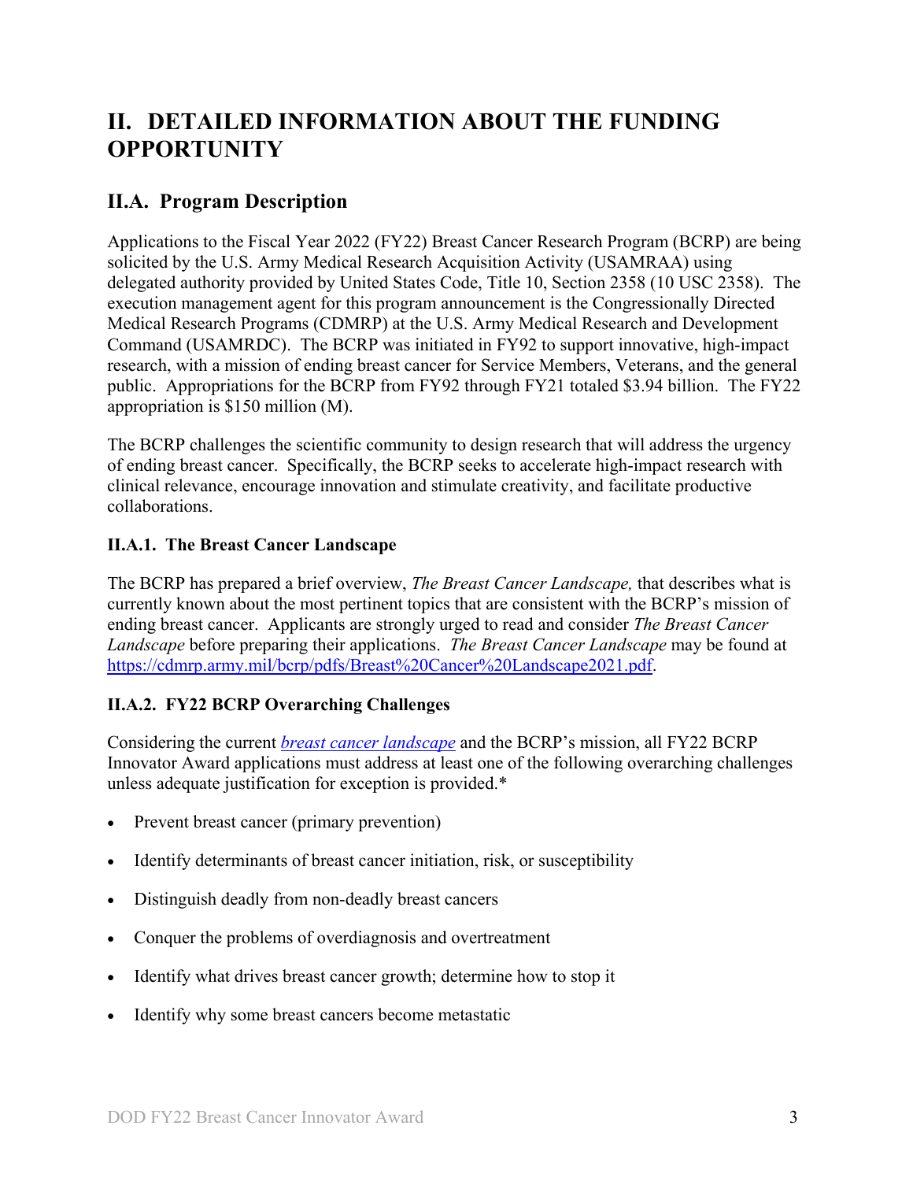# II. DETAILED INFORMATION ABOUT THE FUNDING OPPORTUNITY

## II.A. Program Description

Applications to the Fiscal Year 2022 (FY22) Breast Cancer Research Program (BCRP) are being solicited by the U.S. Army Medical Research Acquisition Activity (USAMRAA) using delegated authority provided by United States Code, Title 10, Section 2358 (10 USC 2358). The execution management agent for this program announcement is the Congressionally Directed Medical Research Programs (CDMRP) at the U.S. Army Medical Research and Development Command (USAMRDC). The BCRP was initiated in FY92 to support innovative, high-impact research, with a mission of ending breast cancer for Service Members, Veterans, and the general public. Appropriations for the BCRP from FY92 through FY21 totaled $3.94 billion. The FY22 appropriation is $150 million (M).

The BCRP challenges the scientific community to design research that will address the urgency of ending breast cancer. Specifically, the BCRP seeks to accelerate high-impact research with clinical relevance, encourage innovation and stimulate creativity, and facilitate productive collaborations.

### II.A.1. The Breast Cancer Landscape

The BCRP has prepared a brief overview, *The Breast Cancer Landscape,* that describes what is currently known about the most pertinent topics that are consistent with the BCRP's mission of ending breast cancer. Applicants are strongly urged to read and consider *The Breast Cancer Landscape* before preparing their applications. *The Breast Cancer Landscape* may be found at [https://cdmrp.army.mil/bcrp/pdfs/Breast%20Cancer%20Landscape2021.pdf](https://cdmrp.army.mil/bcrp/pdfs/Breast%20Cancer%20Landscape2021.pdf).

### II.A.2. FY22 BCRP Overarching Challenges

Considering the current *breast cancer landscape* and the BCRP's mission, all FY22 BCRP Innovator Award applications must address at least one of the following overarching challenges unless adequate justification for exception is provided.*

- Prevent breast cancer (primary prevention)
- Identify determinants of breast cancer initiation, risk, or susceptibility
- Distinguish deadly from non-deadly breast cancers
- Conquer the problems of overdiagnosis and overtreatment
- Identify what drives breast cancer growth; determine how to stop it
- Identify why some breast cancers become metastatic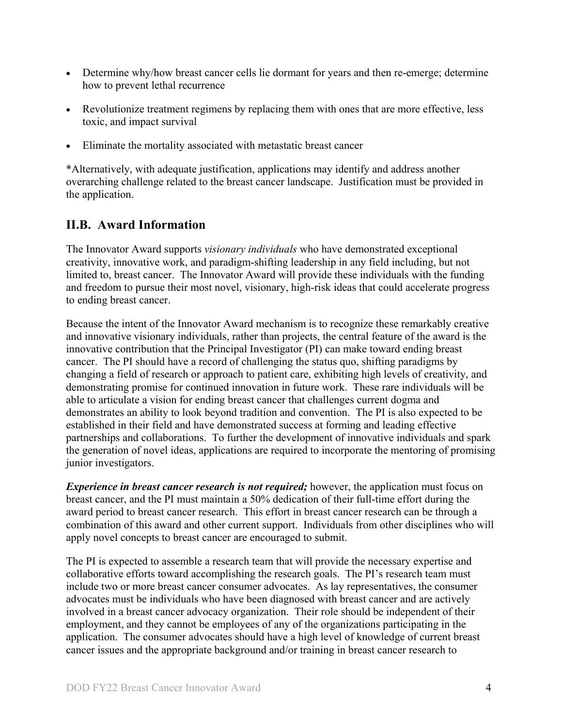- Determine why/how breast cancer cells lie dormant for years and then re-emerge; determine how to prevent lethal recurrence
- Revolutionize treatment regimens by replacing them with ones that are more effective, less toxic, and impact survival
- Eliminate the mortality associated with metastatic breast cancer

*Alternatively, with adequate justification, applications may identify and address another overarching challenge related to the breast cancer landscape. Justification must be provided in the application.

## II.B. Award Information

The Innovator Award supports *visionary individuals* who have demonstrated exceptional creativity, innovative work, and paradigm-shifting leadership in any field including, but not limited to, breast cancer. The Innovator Award will provide these individuals with the funding and freedom to pursue their most novel, visionary, high-risk ideas that could accelerate progress to ending breast cancer.

Because the intent of the Innovator Award mechanism is to recognize these remarkably creative and innovative visionary individuals, rather than projects, the central feature of the award is the innovative contribution that the Principal Investigator (PI) can make toward ending breast cancer. The PI should have a record of challenging the status quo, shifting paradigms by changing a field of research or approach to patient care, exhibiting high levels of creativity, and demonstrating promise for continued innovation in future work. These rare individuals will be able to articulate a vision for ending breast cancer that challenges current dogma and demonstrates an ability to look beyond tradition and convention. The PI is also expected to be established in their field and have demonstrated success at forming and leading effective partnerships and collaborations. To further the development of innovative individuals and spark the generation of novel ideas, applications are required to incorporate the mentoring of promising junior investigators.

***Experience in breast cancer research is not required;*** however, the application must focus on breast cancer, and the PI must maintain a 50% dedication of their full-time effort during the award period to breast cancer research. This effort in breast cancer research can be through a combination of this award and other current support. Individuals from other disciplines who will apply novel concepts to breast cancer are encouraged to submit.

The PI is expected to assemble a research team that will provide the necessary expertise and collaborative efforts toward accomplishing the research goals. The PI's research team must include two or more breast cancer consumer advocates. As lay representatives, the consumer advocates must be individuals who have been diagnosed with breast cancer and are actively involved in a breast cancer advocacy organization. Their role should be independent of their employment, and they cannot be employees of any of the organizations participating in the application. The consumer advocates should have a high level of knowledge of current breast cancer issues and the appropriate background and/or training in breast cancer research to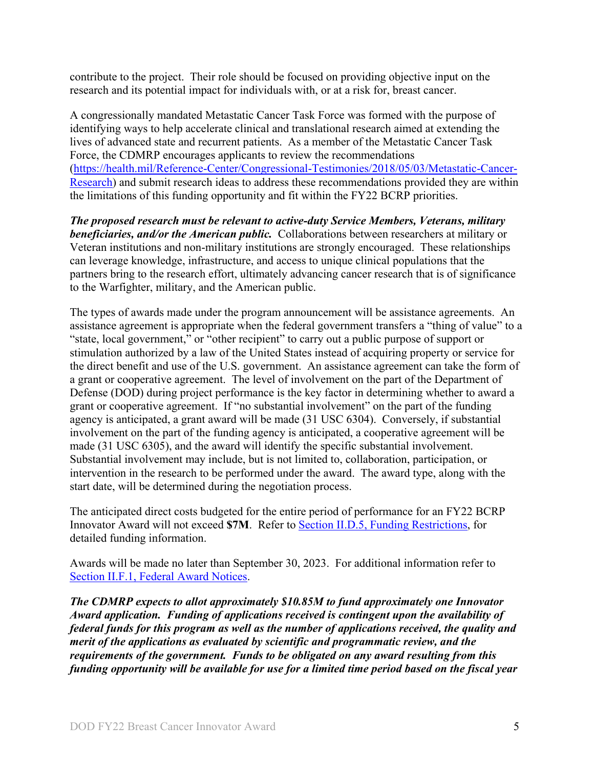contribute to the project. Their role should be focused on providing objective input on the research and its potential impact for individuals with, or at a risk for, breast cancer.

A congressionally mandated Metastatic Cancer Task Force was formed with the purpose of identifying ways to help accelerate clinical and translational research aimed at extending the lives of advanced state and recurrent patients. As a member of the Metastatic Cancer Task Force, the CDMRP encourages applicants to review the recommendations ([https://health.mil/Reference-Center/Congressional-Testimonies/2018/05/03/Metastatic-Cancer-Research](https://health.mil/Reference-Center/Congressional-Testimonies/2018/05/03/Metastatic-Cancer-Research)) and submit research ideas to address these recommendations provided they are within the limitations of this funding opportunity and fit within the FY22 BCRP priorities.

***The proposed research must be relevant to active-duty Service Members, Veterans, military beneficiaries, and/or the American public.*** Collaborations between researchers at military or Veteran institutions and non-military institutions are strongly encouraged. These relationships can leverage knowledge, infrastructure, and access to unique clinical populations that the partners bring to the research effort, ultimately advancing cancer research that is of significance to the Warfighter, military, and the American public.

The types of awards made under the program announcement will be assistance agreements. An assistance agreement is appropriate when the federal government transfers a "thing of value" to a "state, local government," or "other recipient" to carry out a public purpose of support or stimulation authorized by a law of the United States instead of acquiring property or service for the direct benefit and use of the U.S. government. An assistance agreement can take the form of a grant or cooperative agreement. The level of involvement on the part of the Department of Defense (DOD) during project performance is the key factor in determining whether to award a grant or cooperative agreement. If "no substantial involvement" on the part of the funding agency is anticipated, a grant award will be made (31 USC 6304). Conversely, if substantial involvement on the part of the funding agency is anticipated, a cooperative agreement will be made (31 USC 6305), and the award will identify the specific substantial involvement. Substantial involvement may include, but is not limited to, collaboration, participation, or intervention in the research to be performed under the award. The award type, along with the start date, will be determined during the negotiation process.

The anticipated direct costs budgeted for the entire period of performance for an FY22 BCRP Innovator Award will not exceed **$7M**. Refer to Section II.D.5, Funding Restrictions, for detailed funding information.

Awards will be made no later than September 30, 2023. For additional information refer to Section II.F.1, Federal Award Notices.

***The CDMRP expects to allot approximately $10.85M to fund approximately one Innovator Award application. Funding of applications received is contingent upon the availability of federal funds for this program as well as the number of applications received, the quality and merit of the applications as evaluated by scientific and programmatic review, and the requirements of the government. Funds to be obligated on any award resulting from this funding opportunity will be available for use for a limited time period based on the fiscal year***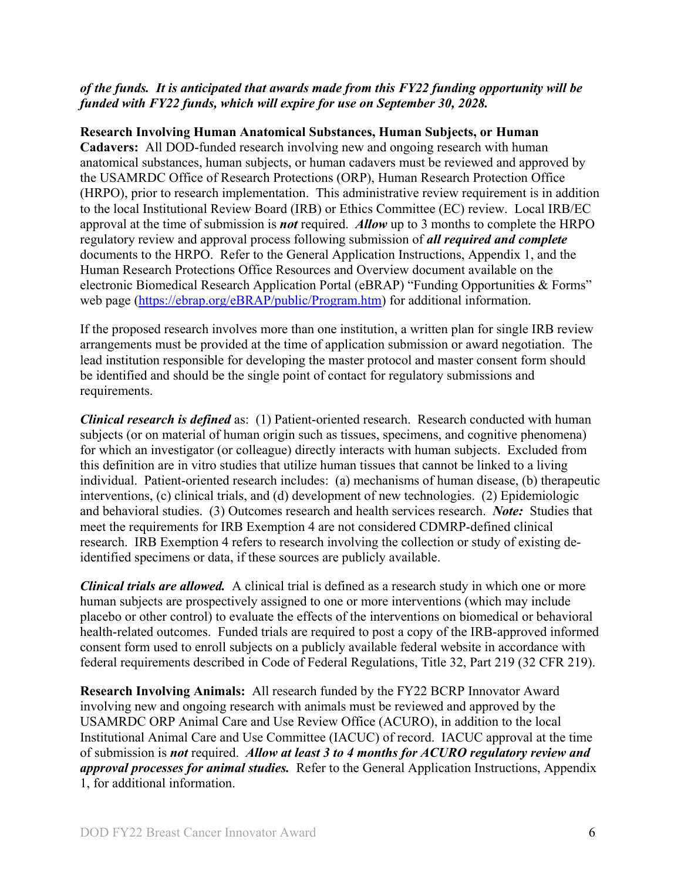***of the funds. It is anticipated that awards made from this FY22 funding opportunity will be funded with FY22 funds, which will expire for use on September 30, 2028.***

**Research Involving Human Anatomical Substances, Human Subjects, or Human Cadavers:** All DOD-funded research involving new and ongoing research with human anatomical substances, human subjects, or human cadavers must be reviewed and approved by the USAMRDC Office of Research Protections (ORP), Human Research Protection Office (HRPO), prior to research implementation. This administrative review requirement is in addition to the local Institutional Review Board (IRB) or Ethics Committee (EC) review. Local IRB/EC approval at the time of submission is ***not*** required. ***Allow*** up to 3 months to complete the HRPO regulatory review and approval process following submission of ***all required and complete*** documents to the HRPO. Refer to the General Application Instructions, Appendix 1, and the Human Research Protections Office Resources and Overview document available on the electronic Biomedical Research Application Portal (eBRAP) "Funding Opportunities & Forms" web page (https://ebrap.org/eBRAP/public/Program.htm) for additional information.

If the proposed research involves more than one institution, a written plan for single IRB review arrangements must be provided at the time of application submission or award negotiation. The lead institution responsible for developing the master protocol and master consent form should be identified and should be the single point of contact for regulatory submissions and requirements.

***Clinical research is defined*** as: (1) Patient-oriented research. Research conducted with human subjects (or on material of human origin such as tissues, specimens, and cognitive phenomena) for which an investigator (or colleague) directly interacts with human subjects. Excluded from this definition are in vitro studies that utilize human tissues that cannot be linked to a living individual. Patient-oriented research includes: (a) mechanisms of human disease, (b) therapeutic interventions, (c) clinical trials, and (d) development of new technologies. (2) Epidemiologic and behavioral studies. (3) Outcomes research and health services research. ***Note:*** Studies that meet the requirements for IRB Exemption 4 are not considered CDMRP-defined clinical research. IRB Exemption 4 refers to research involving the collection or study of existing de-identified specimens or data, if these sources are publicly available.

***Clinical trials are allowed.*** A clinical trial is defined as a research study in which one or more human subjects are prospectively assigned to one or more interventions (which may include placebo or other control) to evaluate the effects of the interventions on biomedical or behavioral health-related outcomes. Funded trials are required to post a copy of the IRB-approved informed consent form used to enroll subjects on a publicly available federal website in accordance with federal requirements described in Code of Federal Regulations, Title 32, Part 219 (32 CFR 219).

**Research Involving Animals:** All research funded by the FY22 BCRP Innovator Award involving new and ongoing research with animals must be reviewed and approved by the USAMRDC ORP Animal Care and Use Review Office (ACURO), in addition to the local Institutional Animal Care and Use Committee (IACUC) of record. IACUC approval at the time of submission is ***not*** required. ***Allow at least 3 to 4 months for ACURO regulatory review and approval processes for animal studies.*** Refer to the General Application Instructions, Appendix 1, for additional information.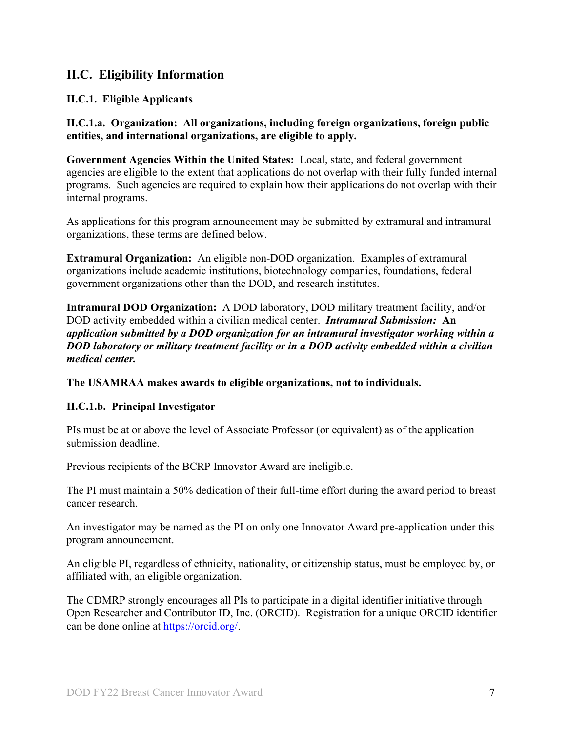## II.C. Eligibility Information

### II.C.1. Eligible Applicants

**II.C.1.a. Organization: All organizations, including foreign organizations, foreign public entities, and international organizations, are eligible to apply.**

**Government Agencies Within the United States:** Local, state, and federal government agencies are eligible to the extent that applications do not overlap with their fully funded internal programs. Such agencies are required to explain how their applications do not overlap with their internal programs.

As applications for this program announcement may be submitted by extramural and intramural organizations, these terms are defined below.

**Extramural Organization:** An eligible non-DOD organization. Examples of extramural organizations include academic institutions, biotechnology companies, foundations, federal government organizations other than the DOD, and research institutes.

**Intramural DOD Organization:** A DOD laboratory, DOD military treatment facility, and/or DOD activity embedded within a civilian medical center. ***Intramural Submission:* *An application submitted by a DOD organization for an intramural investigator working within a DOD laboratory or military treatment facility or in a DOD activity embedded within a civilian medical center.***

**The USAMRAA makes awards to eligible organizations, not to individuals.**

**II.C.1.b. Principal Investigator**

PIs must be at or above the level of Associate Professor (or equivalent) as of the application submission deadline.

Previous recipients of the BCRP Innovator Award are ineligible.

The PI must maintain a 50% dedication of their full-time effort during the award period to breast cancer research.

An investigator may be named as the PI on only one Innovator Award pre-application under this program announcement.

An eligible PI, regardless of ethnicity, nationality, or citizenship status, must be employed by, or affiliated with, an eligible organization.

The CDMRP strongly encourages all PIs to participate in a digital identifier initiative through Open Researcher and Contributor ID, Inc. (ORCID). Registration for a unique ORCID identifier can be done online at [https://orcid.org/](https://orcid.org/).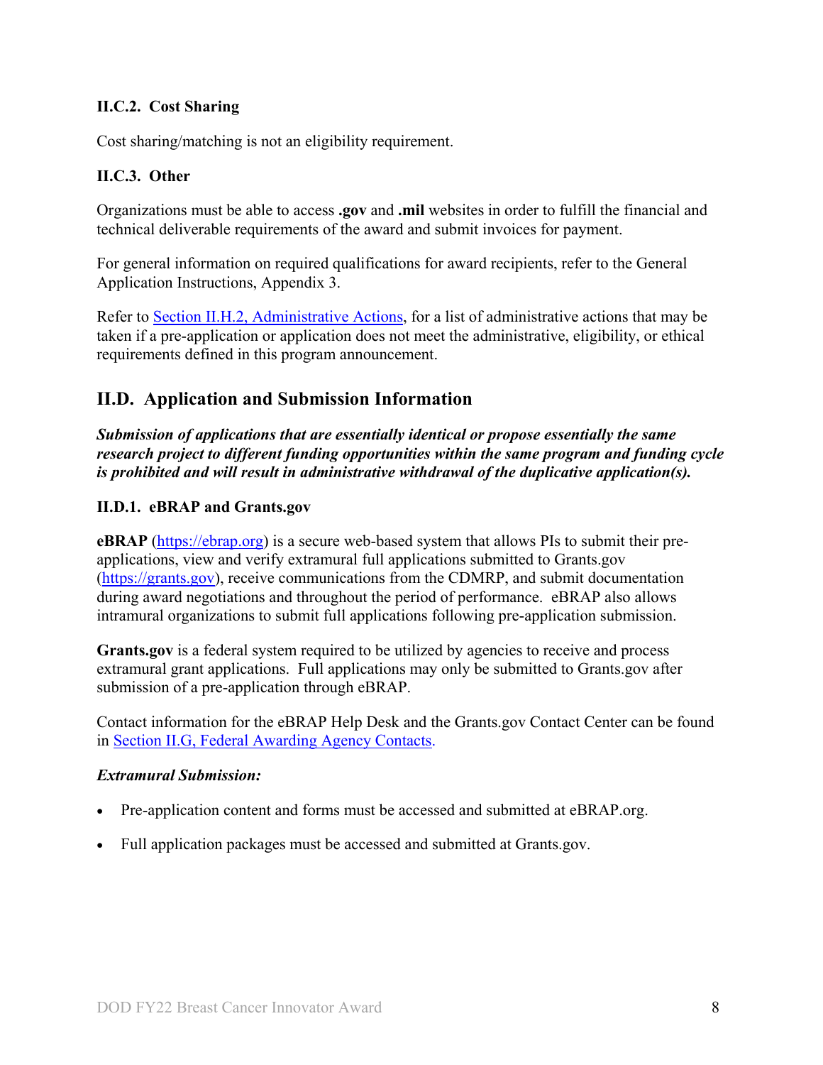### II.C.2. Cost Sharing

Cost sharing/matching is not an eligibility requirement.

### II.C.3. Other

Organizations must be able to access **.gov** and **.mil** websites in order to fulfill the financial and technical deliverable requirements of the award and submit invoices for payment.

For general information on required qualifications for award recipients, refer to the General Application Instructions, Appendix 3.

Refer to Section II.H.2, Administrative Actions, for a list of administrative actions that may be taken if a pre-application or application does not meet the administrative, eligibility, or ethical requirements defined in this program announcement.

## II.D. Application and Submission Information

***Submission of applications that are essentially identical or propose essentially the same research project to different funding opportunities within the same program and funding cycle is prohibited and will result in administrative withdrawal of the duplicative application(s).***

### II.D.1. eBRAP and Grants.gov

**eBRAP** (https://ebrap.org) is a secure web-based system that allows PIs to submit their pre-applications, view and verify extramural full applications submitted to Grants.gov (https://grants.gov), receive communications from the CDMRP, and submit documentation during award negotiations and throughout the period of performance. eBRAP also allows intramural organizations to submit full applications following pre-application submission.

**Grants.gov** is a federal system required to be utilized by agencies to receive and process extramural grant applications. Full applications may only be submitted to Grants.gov after submission of a pre-application through eBRAP.

Contact information for the eBRAP Help Desk and the Grants.gov Contact Center can be found in Section II.G, Federal Awarding Agency Contacts.

***Extramural Submission:***

- Pre-application content and forms must be accessed and submitted at eBRAP.org.
- Full application packages must be accessed and submitted at Grants.gov.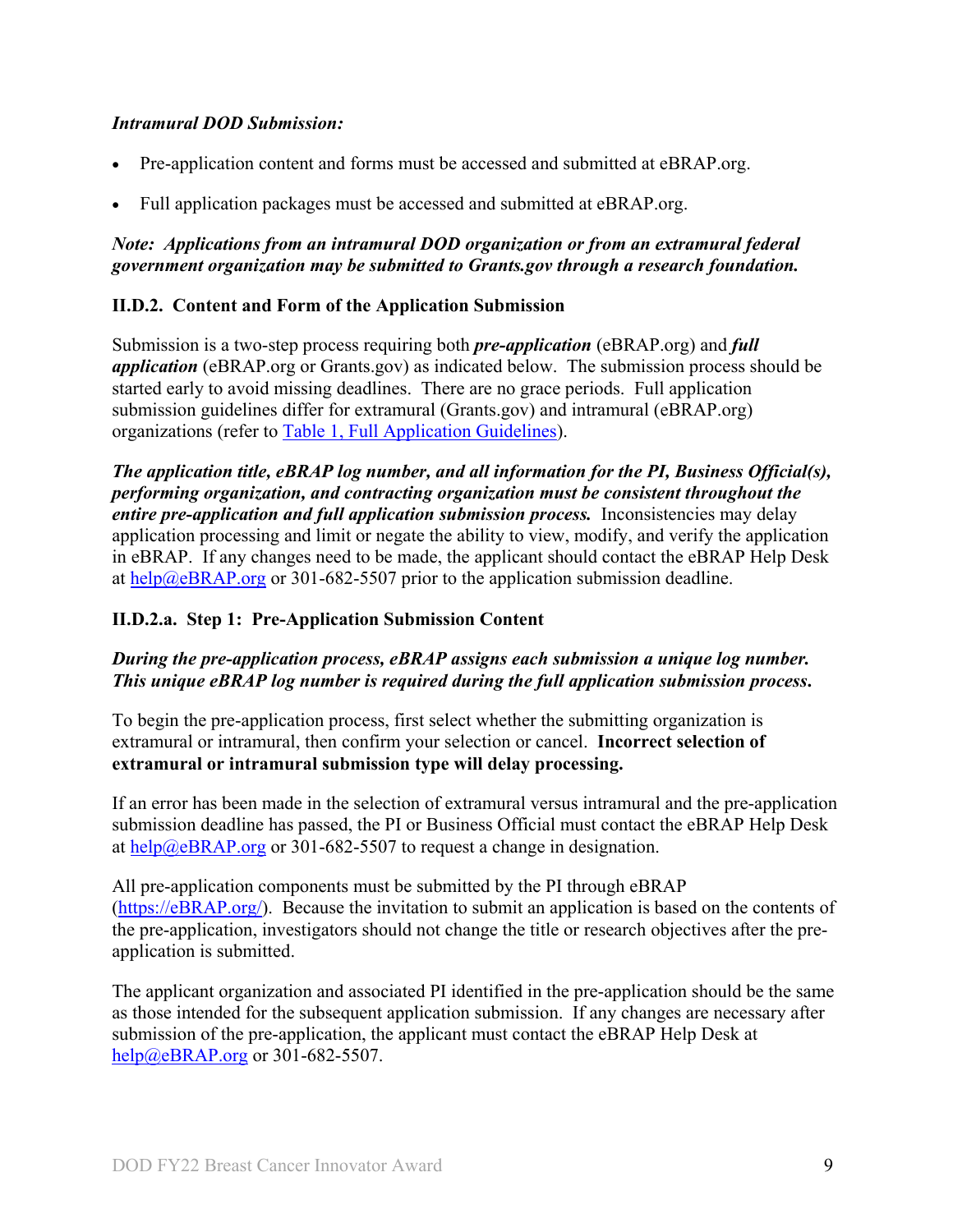***Intramural DOD Submission:***

- Pre-application content and forms must be accessed and submitted at eBRAP.org.
- Full application packages must be accessed and submitted at eBRAP.org.

***Note: Applications from an intramural DOD organization or from an extramural federal government organization may be submitted to Grants.gov through a research foundation.***

### II.D.2. Content and Form of the Application Submission

Submission is a two-step process requiring both ***pre-application*** (eBRAP.org) and ***full application*** (eBRAP.org or Grants.gov) as indicated below. The submission process should be started early to avoid missing deadlines. There are no grace periods. Full application submission guidelines differ for extramural (Grants.gov) and intramural (eBRAP.org) organizations (refer to [Table 1, Full Application Guidelines](#)).

***The application title, eBRAP log number, and all information for the PI, Business Official(s), performing organization, and contracting organization must be consistent throughout the entire pre-application and full application submission process.*** Inconsistencies may delay application processing and limit or negate the ability to view, modify, and verify the application in eBRAP. If any changes need to be made, the applicant should contact the eBRAP Help Desk at [help@eBRAP.org](mailto:help@eBRAP.org) or 301-682-5507 prior to the application submission deadline.

#### II.D.2.a. Step 1: Pre-Application Submission Content

***During the pre-application process, eBRAP assigns each submission a unique log number. This unique eBRAP log number is required during the full application submission process.***

To begin the pre-application process, first select whether the submitting organization is extramural or intramural, then confirm your selection or cancel. **Incorrect selection of extramural or intramural submission type will delay processing.**

If an error has been made in the selection of extramural versus intramural and the pre-application submission deadline has passed, the PI or Business Official must contact the eBRAP Help Desk at [help@eBRAP.org](mailto:help@eBRAP.org) or 301-682-5507 to request a change in designation.

All pre-application components must be submitted by the PI through eBRAP ([https://eBRAP.org/](https://eBRAP.org/)). Because the invitation to submit an application is based on the contents of the pre-application, investigators should not change the title or research objectives after the pre-application is submitted.

The applicant organization and associated PI identified in the pre-application should be the same as those intended for the subsequent application submission. If any changes are necessary after submission of the pre-application, the applicant must contact the eBRAP Help Desk at [help@eBRAP.org](mailto:help@eBRAP.org) or 301-682-5507.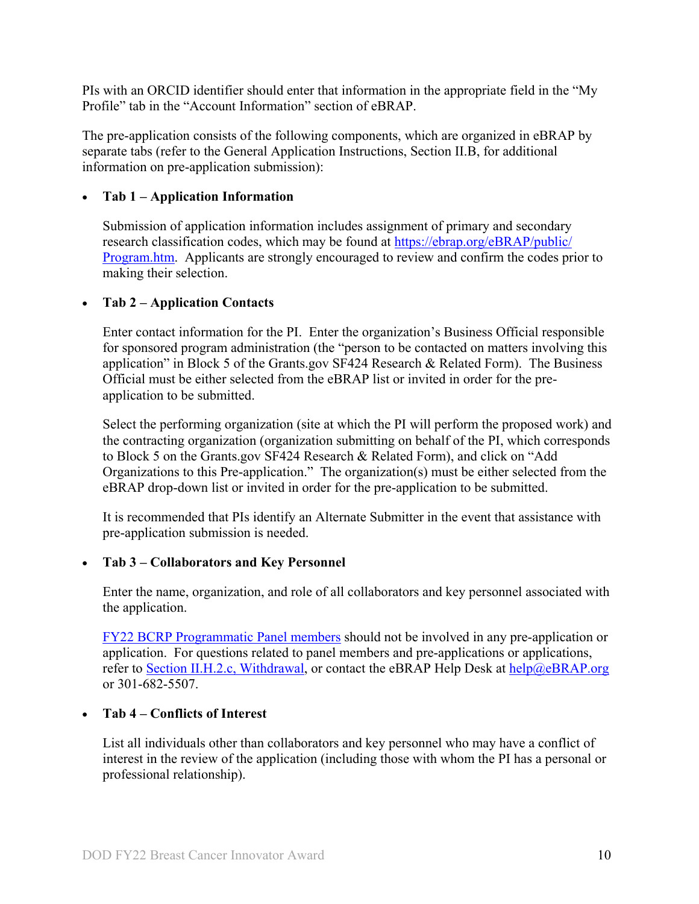PIs with an ORCID identifier should enter that information in the appropriate field in the "My Profile" tab in the "Account Information" section of eBRAP.

The pre-application consists of the following components, which are organized in eBRAP by separate tabs (refer to the General Application Instructions, Section II.B, for additional information on pre-application submission):

- **Tab 1 – Application Information**

  Submission of application information includes assignment of primary and secondary research classification codes, which may be found at https://ebrap.org/eBRAP/public/Program.htm. Applicants are strongly encouraged to review and confirm the codes prior to making their selection.

- **Tab 2 – Application Contacts**

  Enter contact information for the PI. Enter the organization's Business Official responsible for sponsored program administration (the "person to be contacted on matters involving this application" in Block 5 of the Grants.gov SF424 Research & Related Form). The Business Official must be either selected from the eBRAP list or invited in order for the pre-application to be submitted.

  Select the performing organization (site at which the PI will perform the proposed work) and the contracting organization (organization submitting on behalf of the PI, which corresponds to Block 5 on the Grants.gov SF424 Research & Related Form), and click on "Add Organizations to this Pre-application." The organization(s) must be either selected from the eBRAP drop-down list or invited in order for the pre-application to be submitted.

  It is recommended that PIs identify an Alternate Submitter in the event that assistance with pre-application submission is needed.

- **Tab 3 – Collaborators and Key Personnel**

  Enter the name, organization, and role of all collaborators and key personnel associated with the application.

  FY22 BCRP Programmatic Panel members should not be involved in any pre-application or application. For questions related to panel members and pre-applications or applications, refer to Section II.H.2.c, Withdrawal, or contact the eBRAP Help Desk at help@eBRAP.org or 301-682-5507.

- **Tab 4 – Conflicts of Interest**

  List all individuals other than collaborators and key personnel who may have a conflict of interest in the review of the application (including those with whom the PI has a personal or professional relationship).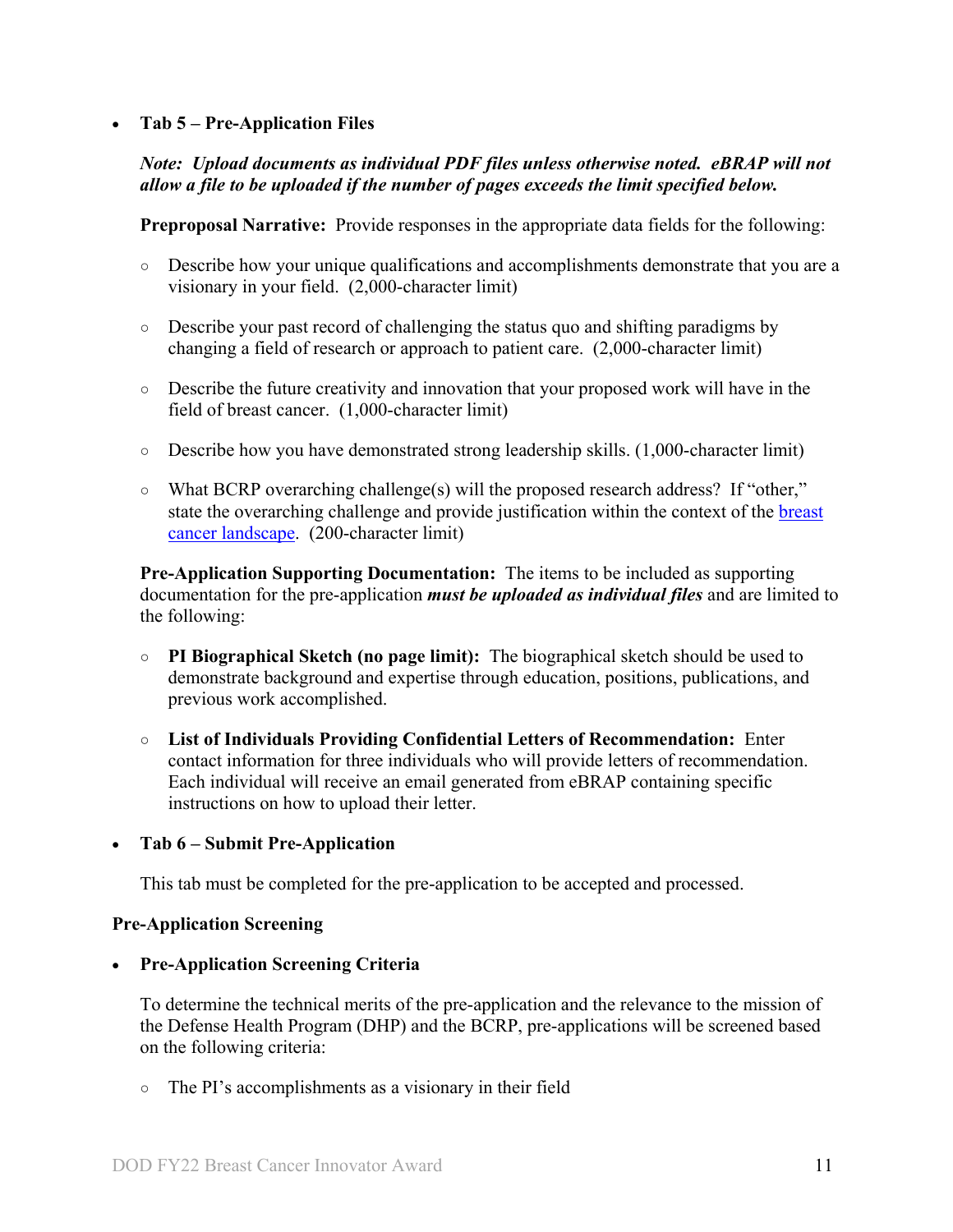- **Tab 5 – Pre-Application Files**

  ***Note: Upload documents as individual PDF files unless otherwise noted. eBRAP will not allow a file to be uploaded if the number of pages exceeds the limit specified below.***

  **Preproposal Narrative:** Provide responses in the appropriate data fields for the following:

  - Describe how your unique qualifications and accomplishments demonstrate that you are a visionary in your field. (2,000-character limit)
  - Describe your past record of challenging the status quo and shifting paradigms by changing a field of research or approach to patient care. (2,000-character limit)
  - Describe the future creativity and innovation that your proposed work will have in the field of breast cancer. (1,000-character limit)
  - Describe how you have demonstrated strong leadership skills. (1,000-character limit)
  - What BCRP overarching challenge(s) will the proposed research address? If "other," state the overarching challenge and provide justification within the context of the breast cancer landscape. (200-character limit)

  **Pre-Application Supporting Documentation:** The items to be included as supporting documentation for the pre-application ***must be uploaded as individual files*** and are limited to the following:

  - **PI Biographical Sketch (no page limit):** The biographical sketch should be used to demonstrate background and expertise through education, positions, publications, and previous work accomplished.
  - **List of Individuals Providing Confidential Letters of Recommendation:** Enter contact information for three individuals who will provide letters of recommendation. Each individual will receive an email generated from eBRAP containing specific instructions on how to upload their letter.

- **Tab 6 – Submit Pre-Application**

  This tab must be completed for the pre-application to be accepted and processed.

**Pre-Application Screening**

- **Pre-Application Screening Criteria**

  To determine the technical merits of the pre-application and the relevance to the mission of the Defense Health Program (DHP) and the BCRP, pre-applications will be screened based on the following criteria:

  - The PI's accomplishments as a visionary in their field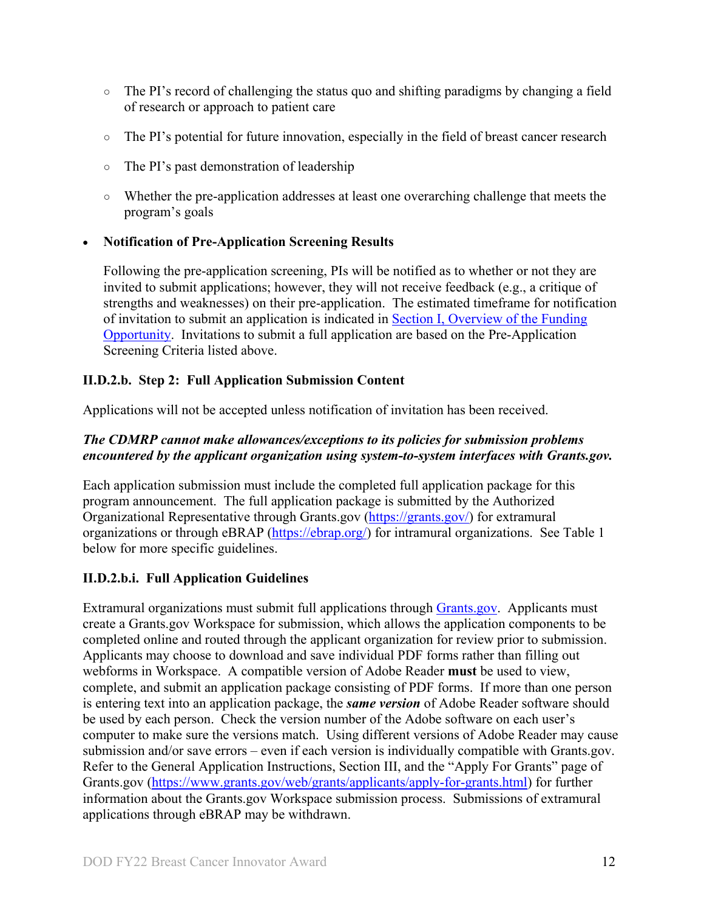- The PI's record of challenging the status quo and shifting paradigms by changing a field of research or approach to patient care
- The PI's potential for future innovation, especially in the field of breast cancer research
- The PI's past demonstration of leadership
- Whether the pre-application addresses at least one overarching challenge that meets the program's goals

- **Notification of Pre-Application Screening Results**

  Following the pre-application screening, PIs will be notified as to whether or not they are invited to submit applications; however, they will not receive feedback (e.g., a critique of strengths and weaknesses) on their pre-application. The estimated timeframe for notification of invitation to submit an application is indicated in [Section I, Overview of the Funding Opportunity](). Invitations to submit a full application are based on the Pre-Application Screening Criteria listed above.

### II.D.2.b. Step 2: Full Application Submission Content

Applications will not be accepted unless notification of invitation has been received.

***The CDMRP cannot make allowances/exceptions to its policies for submission problems encountered by the applicant organization using system-to-system interfaces with Grants.gov.***

Each application submission must include the completed full application package for this program announcement. The full application package is submitted by the Authorized Organizational Representative through Grants.gov (https://grants.gov/) for extramural organizations or through eBRAP (https://ebrap.org/) for intramural organizations. See Table 1 below for more specific guidelines.

### II.D.2.b.i. Full Application Guidelines

Extramural organizations must submit full applications through Grants.gov. Applicants must create a Grants.gov Workspace for submission, which allows the application components to be completed online and routed through the applicant organization for review prior to submission. Applicants may choose to download and save individual PDF forms rather than filling out webforms in Workspace. A compatible version of Adobe Reader **must** be used to view, complete, and submit an application package consisting of PDF forms. If more than one person is entering text into an application package, the ***same version*** of Adobe Reader software should be used by each person. Check the version number of the Adobe software on each user's computer to make sure the versions match. Using different versions of Adobe Reader may cause submission and/or save errors – even if each version is individually compatible with Grants.gov. Refer to the General Application Instructions, Section III, and the "Apply For Grants" page of Grants.gov (https://www.grants.gov/web/grants/applicants/apply-for-grants.html) for further information about the Grants.gov Workspace submission process. Submissions of extramural applications through eBRAP may be withdrawn.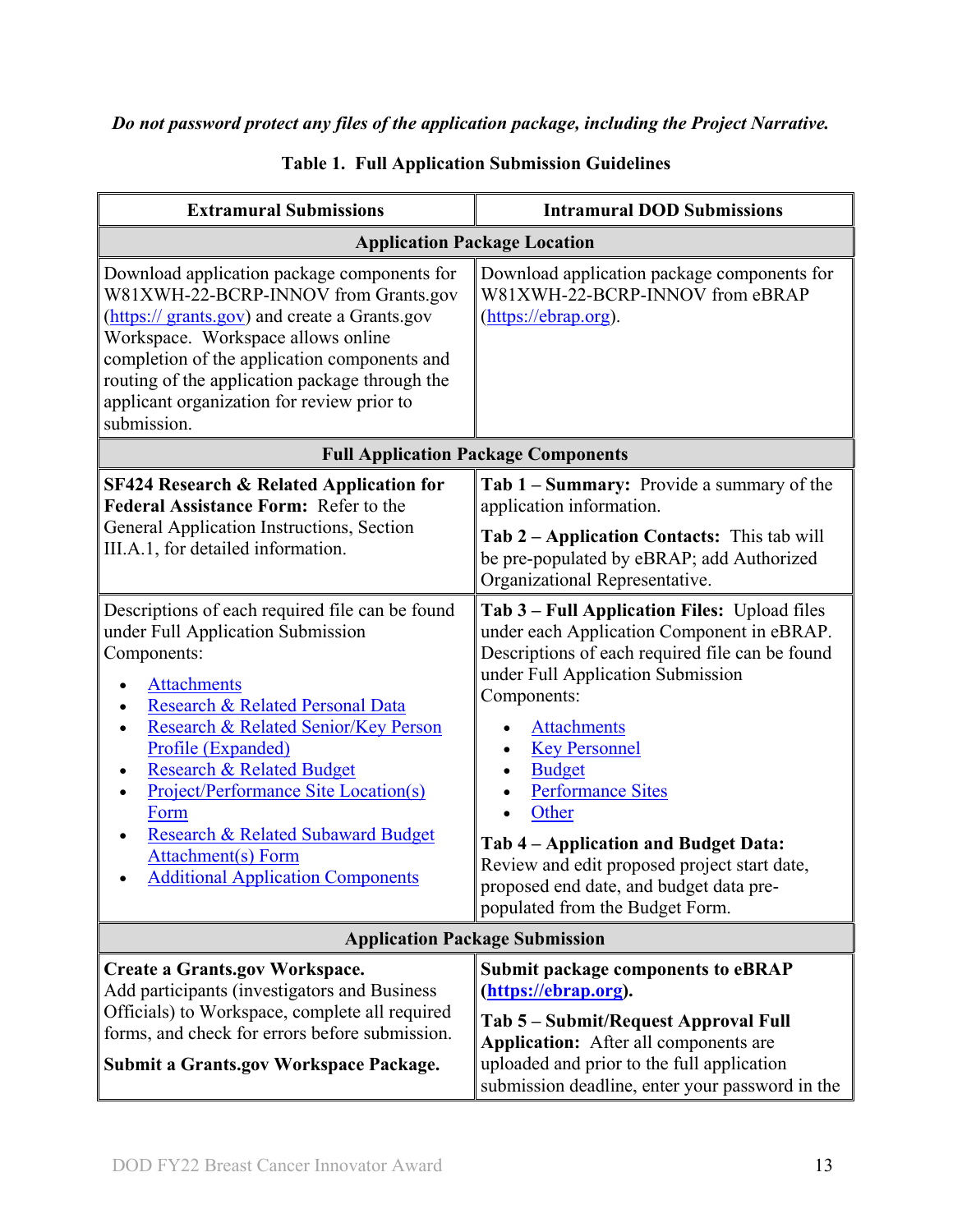***Do not password protect any files of the application package, including the Project Narrative.***

**Table 1. Full Application Submission Guidelines**

| Extramural Submissions | Intramural DOD Submissions |
|---|---|
| **Application Package Location** | |
| Download application package components for W81XWH-22-BCRP-INNOV from Grants.gov (https:// grants.gov) and create a Grants.gov Workspace. Workspace allows online completion of the application components and routing of the application package through the applicant organization for review prior to submission. | Download application package components for W81XWH-22-BCRP-INNOV from eBRAP (https://ebrap.org). |
| **Full Application Package Components** | |
| **SF424 Research & Related Application for Federal Assistance Form:** Refer to the General Application Instructions, Section III.A.1, for detailed information. | **Tab 1 – Summary:** Provide a summary of the application information.<br><br>**Tab 2 – Application Contacts:** This tab will be pre-populated by eBRAP; add Authorized Organizational Representative. |
| Descriptions of each required file can be found under Full Application Submission Components:<br><br>• Attachments<br>• Research & Related Personal Data<br>• Research & Related Senior/Key Person Profile (Expanded)<br>• Research & Related Budget<br>• Project/Performance Site Location(s) Form<br>• Research & Related Subaward Budget Attachment(s) Form<br>• Additional Application Components | **Tab 3 – Full Application Files:** Upload files under each Application Component in eBRAP. Descriptions of each required file can be found under Full Application Submission Components:<br><br>• Attachments<br>• Key Personnel<br>• Budget<br>• Performance Sites<br>• Other<br><br>**Tab 4 – Application and Budget Data:** Review and edit proposed project start date, proposed end date, and budget data pre-populated from the Budget Form. |
| **Application Package Submission** | |
| **Create a Grants.gov Workspace.** Add participants (investigators and Business Officials) to Workspace, complete all required forms, and check for errors before submission.<br><br>**Submit a Grants.gov Workspace Package.** | **Submit package components to eBRAP (https://ebrap.org).**<br><br>**Tab 5 – Submit/Request Approval Full Application:** After all components are uploaded and prior to the full application submission deadline, enter your password in the |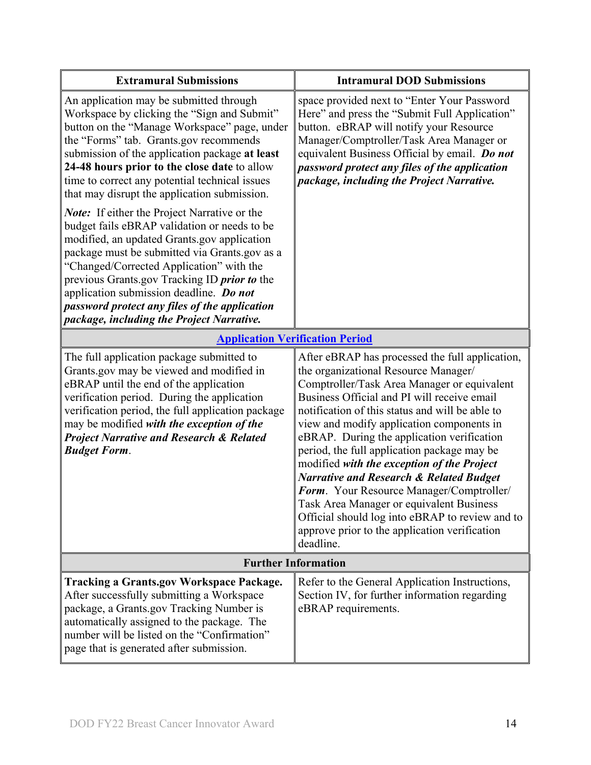| Extramural Submissions | Intramural DOD Submissions |
|---|---|
| An application may be submitted through Workspace by clicking the "Sign and Submit" button on the "Manage Workspace" page, under the "Forms" tab. Grants.gov recommends submission of the application package **at least 24-48 hours prior to the close date** to allow time to correct any potential technical issues that may disrupt the application submission.<br><br>***Note:*** If either the Project Narrative or the budget fails eBRAP validation or needs to be modified, an updated Grants.gov application package must be submitted via Grants.gov as a "Changed/Corrected Application" with the previous Grants.gov Tracking ID ***prior to*** the application submission deadline. ***Do not password protect any files of the application package, including the Project Narrative.*** | space provided next to "Enter Your Password Here" and press the "Submit Full Application" button. eBRAP will notify your Resource Manager/Comptroller/Task Area Manager or equivalent Business Official by email. ***Do not password protect any files of the application package, including the Project Narrative.*** |
| **Application Verification Period** | |
| The full application package submitted to Grants.gov may be viewed and modified in eBRAP until the end of the application verification period. During the application verification period, the full application package may be modified ***with the exception of the Project Narrative and Research & Related Budget Form***. | After eBRAP has processed the full application, the organizational Resource Manager/ Comptroller/Task Area Manager or equivalent Business Official and PI will receive email notification of this status and will be able to view and modify application components in eBRAP. During the application verification period, the full application package may be modified ***with the exception of the Project Narrative and Research & Related Budget Form***. Your Resource Manager/Comptroller/ Task Area Manager or equivalent Business Official should log into eBRAP to review and to approve prior to the application verification deadline. |
| **Further Information** | |
| **Tracking a Grants.gov Workspace Package.** After successfully submitting a Workspace package, a Grants.gov Tracking Number is automatically assigned to the package. The number will be listed on the "Confirmation" page that is generated after submission. | Refer to the General Application Instructions, Section IV, for further information regarding eBRAP requirements. |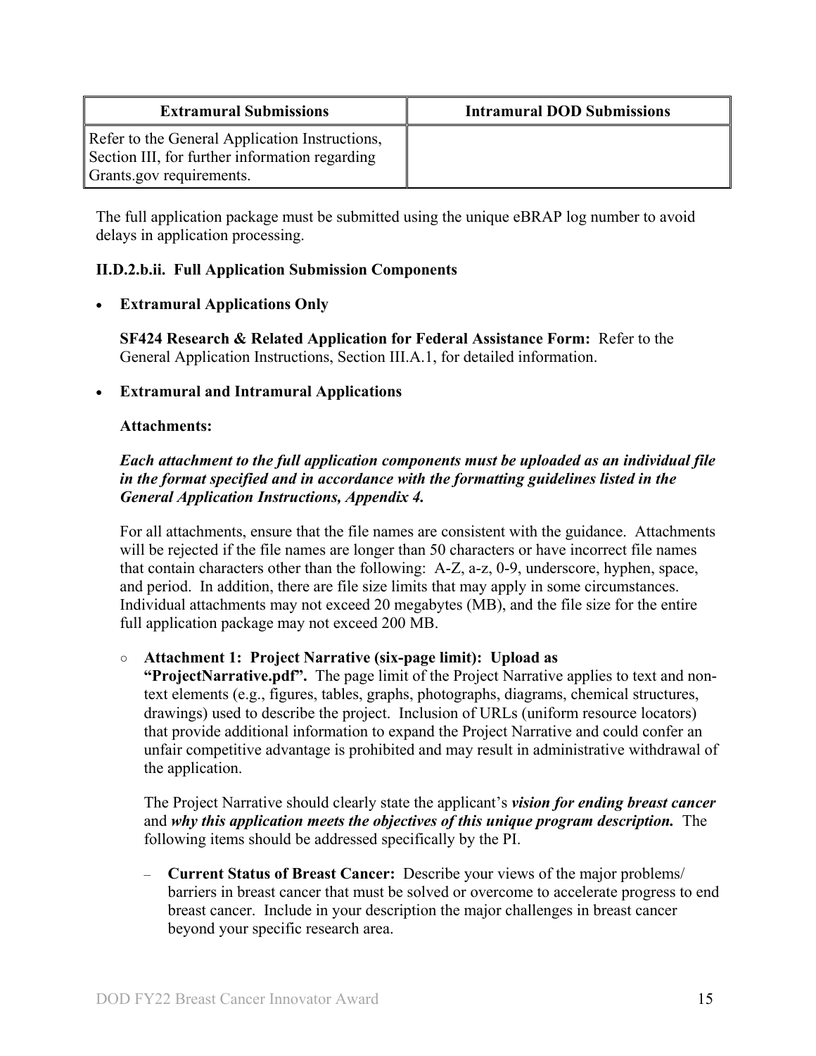| Extramural Submissions | Intramural DOD Submissions |
|---|---|
| Refer to the General Application Instructions, Section III, for further information regarding Grants.gov requirements. | |

The full application package must be submitted using the unique eBRAP log number to avoid delays in application processing.

**II.D.2.b.ii. Full Application Submission Components**

- **Extramural Applications Only**

  **SF424 Research & Related Application for Federal Assistance Form:** Refer to the General Application Instructions, Section III.A.1, for detailed information.

- **Extramural and Intramural Applications**

  **Attachments:**

  ***Each attachment to the full application components must be uploaded as an individual file in the format specified and in accordance with the formatting guidelines listed in the General Application Instructions, Appendix 4.***

  For all attachments, ensure that the file names are consistent with the guidance. Attachments will be rejected if the file names are longer than 50 characters or have incorrect file names that contain characters other than the following: A-Z, a-z, 0-9, underscore, hyphen, space, and period. In addition, there are file size limits that may apply in some circumstances. Individual attachments may not exceed 20 megabytes (MB), and the file size for the entire full application package may not exceed 200 MB.

  - **Attachment 1: Project Narrative (six-page limit): Upload as "ProjectNarrative.pdf".** The page limit of the Project Narrative applies to text and non-text elements (e.g., figures, tables, graphs, photographs, diagrams, chemical structures, drawings) used to describe the project. Inclusion of URLs (uniform resource locators) that provide additional information to expand the Project Narrative and could confer an unfair competitive advantage is prohibited and may result in administrative withdrawal of the application.

    The Project Narrative should clearly state the applicant's ***vision for ending breast cancer*** and ***why this application meets the objectives of this unique program description.*** The following items should be addressed specifically by the PI.

    - **Current Status of Breast Cancer:** Describe your views of the major problems/ barriers in breast cancer that must be solved or overcome to accelerate progress to end breast cancer. Include in your description the major challenges in breast cancer beyond your specific research area.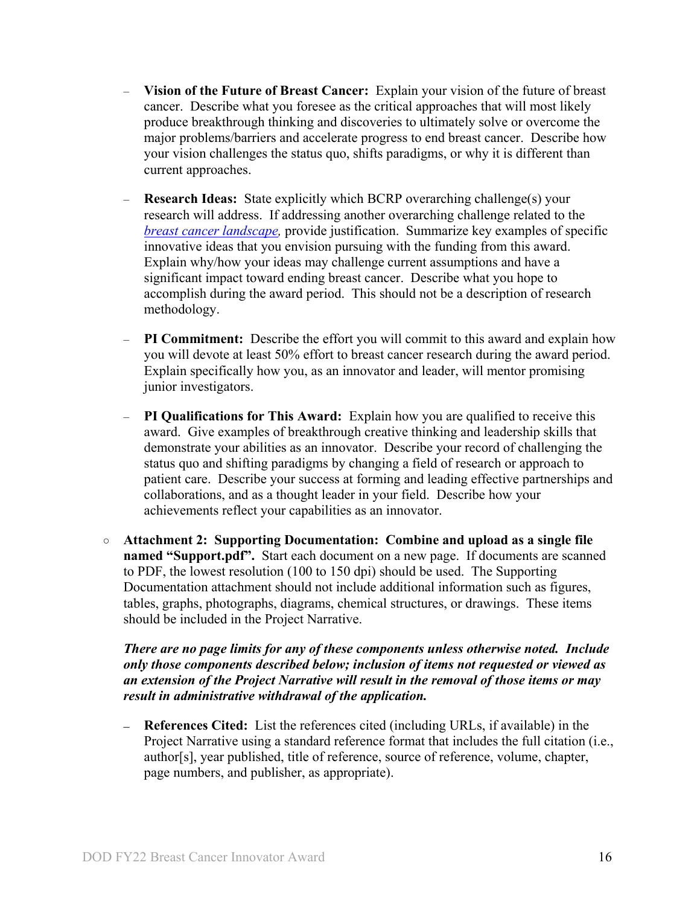- **Vision of the Future of Breast Cancer:** Explain your vision of the future of breast cancer. Describe what you foresee as the critical approaches that will most likely produce breakthrough thinking and discoveries to ultimately solve or overcome the major problems/barriers and accelerate progress to end breast cancer. Describe how your vision challenges the status quo, shifts paradigms, or why it is different than current approaches.

- **Research Ideas:** State explicitly which BCRP overarching challenge(s) your research will address. If addressing another overarching challenge related to the *breast cancer landscape*, provide justification. Summarize key examples of specific innovative ideas that you envision pursuing with the funding from this award. Explain why/how your ideas may challenge current assumptions and have a significant impact toward ending breast cancer. Describe what you hope to accomplish during the award period. This should not be a description of research methodology.

- **PI Commitment:** Describe the effort you will commit to this award and explain how you will devote at least 50% effort to breast cancer research during the award period. Explain specifically how you, as an innovator and leader, will mentor promising junior investigators.

- **PI Qualifications for This Award:** Explain how you are qualified to receive this award. Give examples of breakthrough creative thinking and leadership skills that demonstrate your abilities as an innovator. Describe your record of challenging the status quo and shifting paradigms by changing a field of research or approach to patient care. Describe your success at forming and leading effective partnerships and collaborations, and as a thought leader in your field. Describe how your achievements reflect your capabilities as an innovator.

○ **Attachment 2: Supporting Documentation: Combine and upload as a single file named "Support.pdf".** Start each document on a new page. If documents are scanned to PDF, the lowest resolution (100 to 150 dpi) should be used. The Supporting Documentation attachment should not include additional information such as figures, tables, graphs, photographs, diagrams, chemical structures, or drawings. These items should be included in the Project Narrative.

*There are no page limits for any of these components unless otherwise noted. Include only those components described below; inclusion of items not requested or viewed as an extension of the Project Narrative will result in the removal of those items or may result in administrative withdrawal of the application.*

- **References Cited:** List the references cited (including URLs, if available) in the Project Narrative using a standard reference format that includes the full citation (i.e., author[s], year published, title of reference, source of reference, volume, chapter, page numbers, and publisher, as appropriate).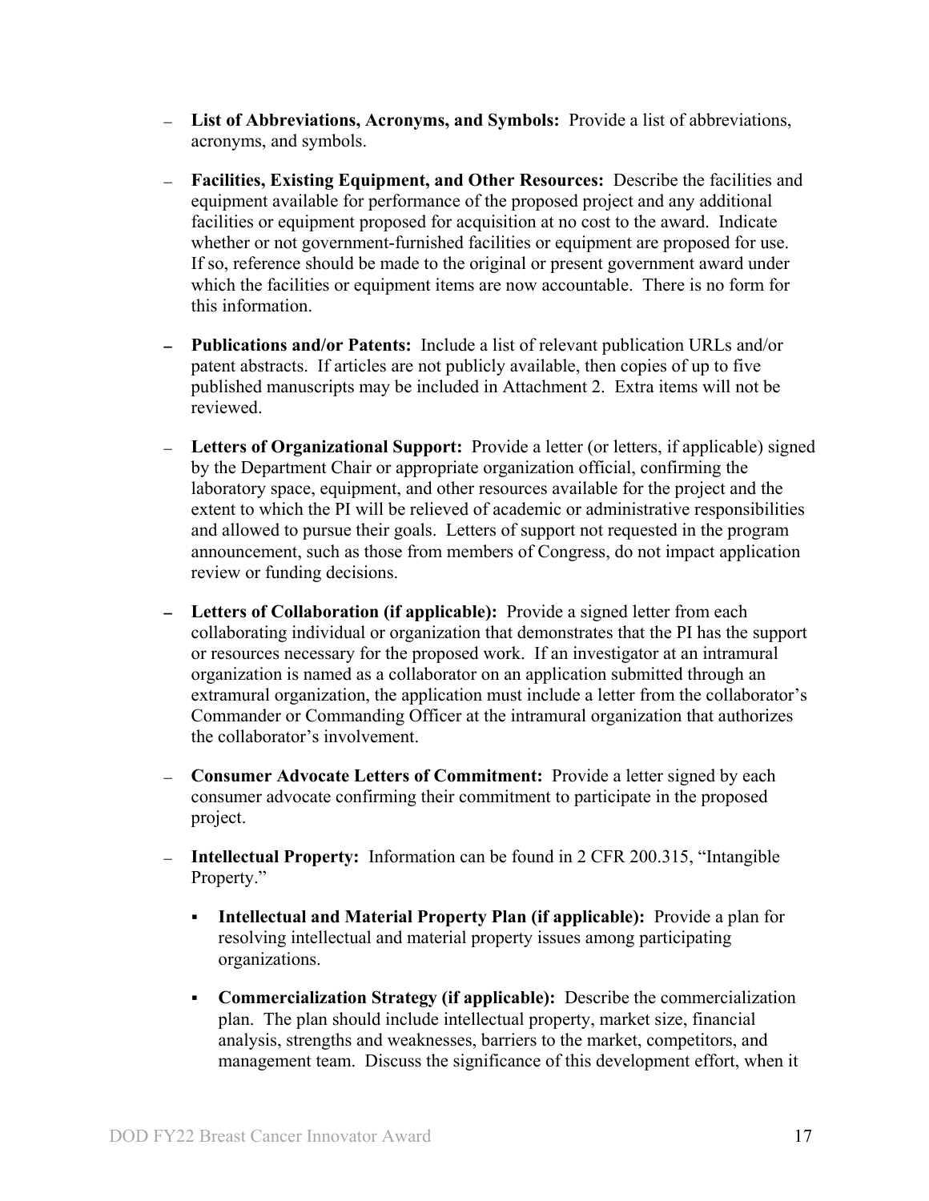- **List of Abbreviations, Acronyms, and Symbols:** Provide a list of abbreviations, acronyms, and symbols.

- **Facilities, Existing Equipment, and Other Resources:** Describe the facilities and equipment available for performance of the proposed project and any additional facilities or equipment proposed for acquisition at no cost to the award. Indicate whether or not government-furnished facilities or equipment are proposed for use. If so, reference should be made to the original or present government award under which the facilities or equipment items are now accountable. There is no form for this information.

- **Publications and/or Patents:** Include a list of relevant publication URLs and/or patent abstracts. If articles are not publicly available, then copies of up to five published manuscripts may be included in Attachment 2. Extra items will not be reviewed.

- **Letters of Organizational Support:** Provide a letter (or letters, if applicable) signed by the Department Chair or appropriate organization official, confirming the laboratory space, equipment, and other resources available for the project and the extent to which the PI will be relieved of academic or administrative responsibilities and allowed to pursue their goals. Letters of support not requested in the program announcement, such as those from members of Congress, do not impact application review or funding decisions.

- **Letters of Collaboration (if applicable):** Provide a signed letter from each collaborating individual or organization that demonstrates that the PI has the support or resources necessary for the proposed work. If an investigator at an intramural organization is named as a collaborator on an application submitted through an extramural organization, the application must include a letter from the collaborator's Commander or Commanding Officer at the intramural organization that authorizes the collaborator's involvement.

- **Consumer Advocate Letters of Commitment:** Provide a letter signed by each consumer advocate confirming their commitment to participate in the proposed project.

- **Intellectual Property:** Information can be found in 2 CFR 200.315, "Intangible Property."

  - **Intellectual and Material Property Plan (if applicable):** Provide a plan for resolving intellectual and material property issues among participating organizations.

  - **Commercialization Strategy (if applicable):** Describe the commercialization plan. The plan should include intellectual property, market size, financial analysis, strengths and weaknesses, barriers to the market, competitors, and management team. Discuss the significance of this development effort, when it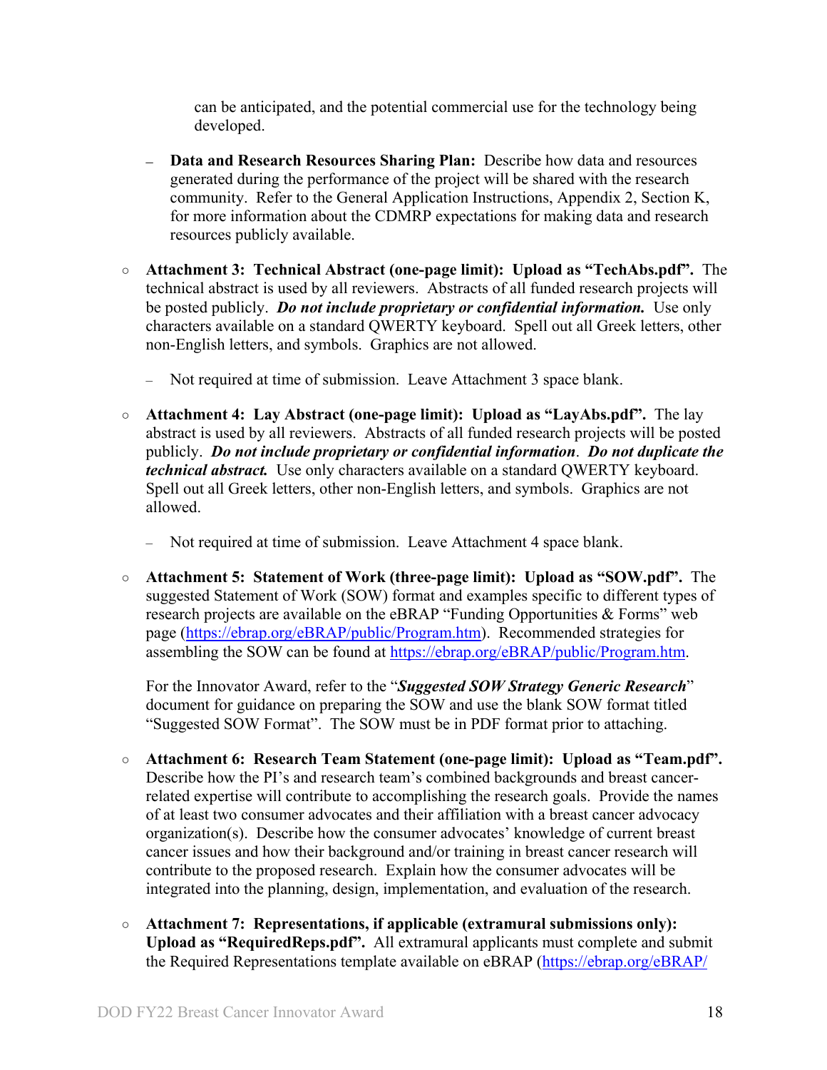can be anticipated, and the potential commercial use for the technology being developed.

- **Data and Research Resources Sharing Plan:** Describe how data and resources generated during the performance of the project will be shared with the research community. Refer to the General Application Instructions, Appendix 2, Section K, for more information about the CDMRP expectations for making data and research resources publicly available.

- **Attachment 3: Technical Abstract (one-page limit): Upload as "TechAbs.pdf".** The technical abstract is used by all reviewers. Abstracts of all funded research projects will be posted publicly. ***Do not include proprietary or confidential information.*** Use only characters available on a standard QWERTY keyboard. Spell out all Greek letters, other non-English letters, and symbols. Graphics are not allowed.

  - Not required at time of submission. Leave Attachment 3 space blank.

- **Attachment 4: Lay Abstract (one-page limit): Upload as "LayAbs.pdf".** The lay abstract is used by all reviewers. Abstracts of all funded research projects will be posted publicly. ***Do not include proprietary or confidential information***. ***Do not duplicate the technical abstract.*** Use only characters available on a standard QWERTY keyboard. Spell out all Greek letters, other non-English letters, and symbols. Graphics are not allowed.

  - Not required at time of submission. Leave Attachment 4 space blank.

- **Attachment 5: Statement of Work (three-page limit): Upload as "SOW.pdf".** The suggested Statement of Work (SOW) format and examples specific to different types of research projects are available on the eBRAP "Funding Opportunities & Forms" web page (https://ebrap.org/eBRAP/public/Program.htm). Recommended strategies for assembling the SOW can be found at https://ebrap.org/eBRAP/public/Program.htm.

  For the Innovator Award, refer to the "***Suggested SOW Strategy Generic Research***" document for guidance on preparing the SOW and use the blank SOW format titled "Suggested SOW Format". The SOW must be in PDF format prior to attaching.

- **Attachment 6: Research Team Statement (one-page limit): Upload as "Team.pdf".** Describe how the PI's and research team's combined backgrounds and breast cancer-related expertise will contribute to accomplishing the research goals. Provide the names of at least two consumer advocates and their affiliation with a breast cancer advocacy organization(s). Describe how the consumer advocates' knowledge of current breast cancer issues and how their background and/or training in breast cancer research will contribute to the proposed research. Explain how the consumer advocates will be integrated into the planning, design, implementation, and evaluation of the research.

- **Attachment 7: Representations, if applicable (extramural submissions only): Upload as "RequiredReps.pdf".** All extramural applicants must complete and submit the Required Representations template available on eBRAP (https://ebrap.org/eBRAP/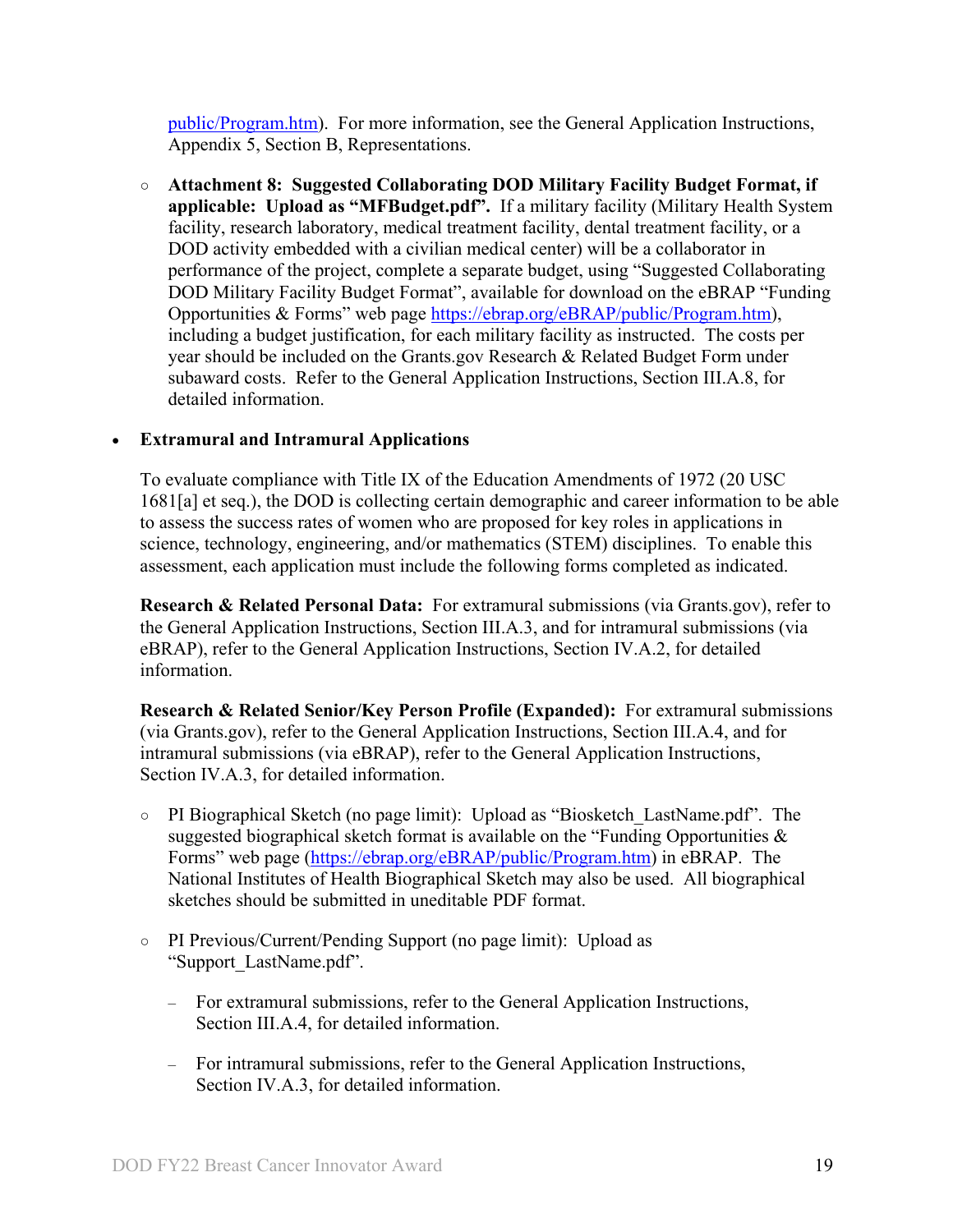public/Program.htm). For more information, see the General Application Instructions, Appendix 5, Section B, Representations.

- **Attachment 8: Suggested Collaborating DOD Military Facility Budget Format, if applicable: Upload as "MFBudget.pdf".** If a military facility (Military Health System facility, research laboratory, medical treatment facility, dental treatment facility, or a DOD activity embedded with a civilian medical center) will be a collaborator in performance of the project, complete a separate budget, using "Suggested Collaborating DOD Military Facility Budget Format", available for download on the eBRAP "Funding Opportunities & Forms" web page https://ebrap.org/eBRAP/public/Program.htm), including a budget justification, for each military facility as instructed. The costs per year should be included on the Grants.gov Research & Related Budget Form under subaward costs. Refer to the General Application Instructions, Section III.A.8, for detailed information.

- **Extramural and Intramural Applications**

  To evaluate compliance with Title IX of the Education Amendments of 1972 (20 USC 1681[a] et seq.), the DOD is collecting certain demographic and career information to be able to assess the success rates of women who are proposed for key roles in applications in science, technology, engineering, and/or mathematics (STEM) disciplines. To enable this assessment, each application must include the following forms completed as indicated.

  **Research & Related Personal Data:** For extramural submissions (via Grants.gov), refer to the General Application Instructions, Section III.A.3, and for intramural submissions (via eBRAP), refer to the General Application Instructions, Section IV.A.2, for detailed information.

  **Research & Related Senior/Key Person Profile (Expanded):** For extramural submissions (via Grants.gov), refer to the General Application Instructions, Section III.A.4, and for intramural submissions (via eBRAP), refer to the General Application Instructions, Section IV.A.3, for detailed information.

  - PI Biographical Sketch (no page limit): Upload as "Biosketch_LastName.pdf". The suggested biographical sketch format is available on the "Funding Opportunities & Forms" web page (https://ebrap.org/eBRAP/public/Program.htm) in eBRAP. The National Institutes of Health Biographical Sketch may also be used. All biographical sketches should be submitted in uneditable PDF format.

  - PI Previous/Current/Pending Support (no page limit): Upload as "Support_LastName.pdf".

    - For extramural submissions, refer to the General Application Instructions, Section III.A.4, for detailed information.

    - For intramural submissions, refer to the General Application Instructions, Section IV.A.3, for detailed information.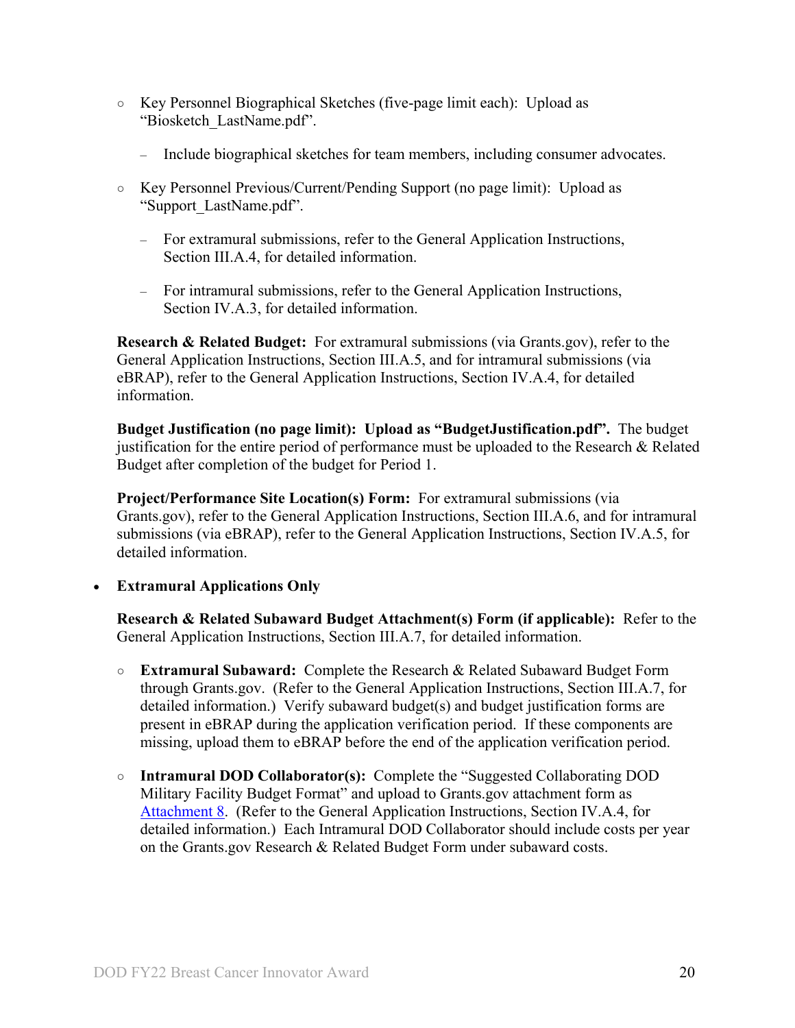- Key Personnel Biographical Sketches (five-page limit each): Upload as "Biosketch_LastName.pdf".
  - Include biographical sketches for team members, including consumer advocates.
- Key Personnel Previous/Current/Pending Support (no page limit): Upload as "Support_LastName.pdf".
  - For extramural submissions, refer to the General Application Instructions, Section III.A.4, for detailed information.
  - For intramural submissions, refer to the General Application Instructions, Section IV.A.3, for detailed information.

**Research & Related Budget:** For extramural submissions (via Grants.gov), refer to the General Application Instructions, Section III.A.5, and for intramural submissions (via eBRAP), refer to the General Application Instructions, Section IV.A.4, for detailed information.

**Budget Justification (no page limit): Upload as "BudgetJustification.pdf".** The budget justification for the entire period of performance must be uploaded to the Research & Related Budget after completion of the budget for Period 1.

**Project/Performance Site Location(s) Form:** For extramural submissions (via Grants.gov), refer to the General Application Instructions, Section III.A.6, and for intramural submissions (via eBRAP), refer to the General Application Instructions, Section IV.A.5, for detailed information.

- **Extramural Applications Only**

  **Research & Related Subaward Budget Attachment(s) Form (if applicable):** Refer to the General Application Instructions, Section III.A.7, for detailed information.

  - **Extramural Subaward:** Complete the Research & Related Subaward Budget Form through Grants.gov. (Refer to the General Application Instructions, Section III.A.7, for detailed information.) Verify subaward budget(s) and budget justification forms are present in eBRAP during the application verification period. If these components are missing, upload them to eBRAP before the end of the application verification period.
  - **Intramural DOD Collaborator(s):** Complete the "Suggested Collaborating DOD Military Facility Budget Format" and upload to Grants.gov attachment form as Attachment 8. (Refer to the General Application Instructions, Section IV.A.4, for detailed information.) Each Intramural DOD Collaborator should include costs per year on the Grants.gov Research & Related Budget Form under subaward costs.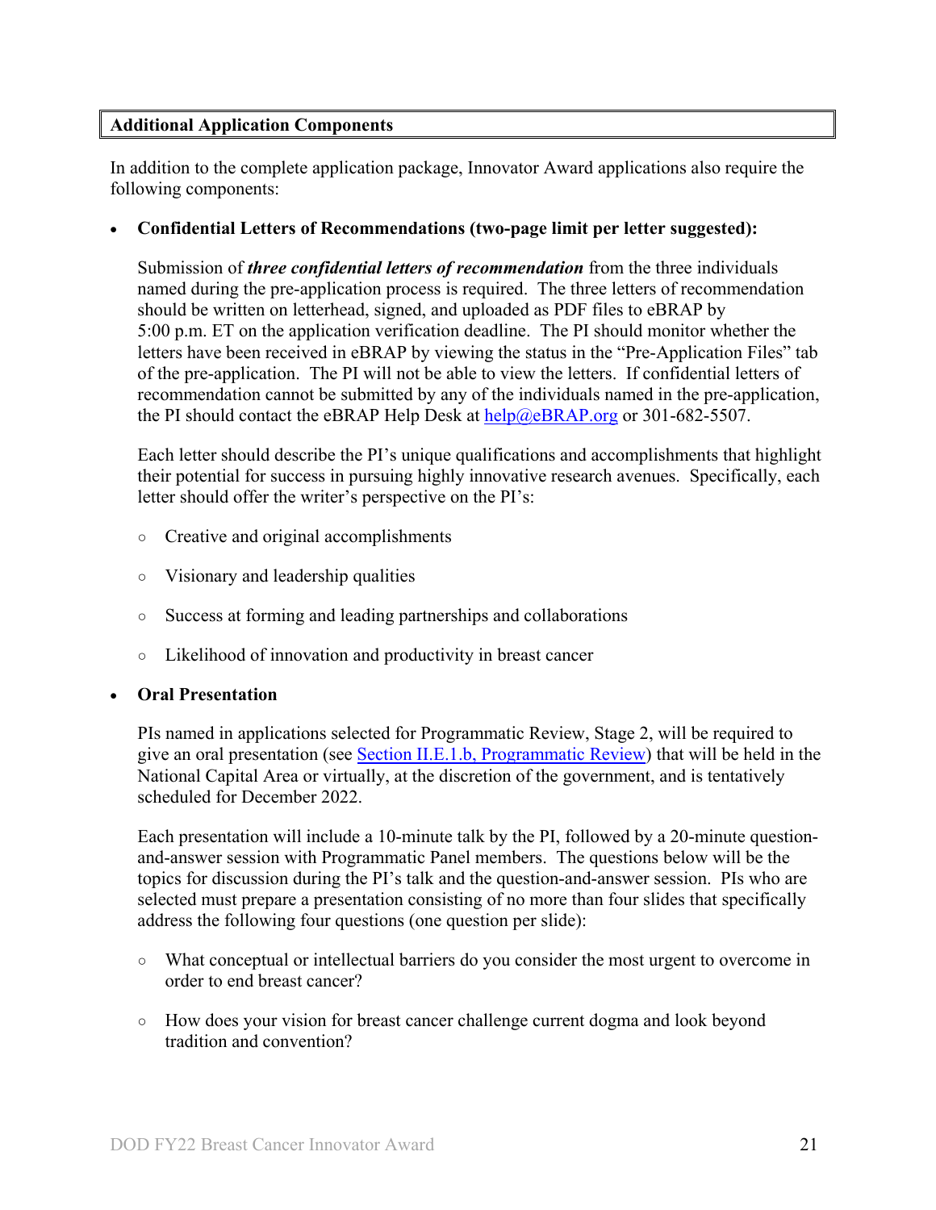**Additional Application Components**

In addition to the complete application package, Innovator Award applications also require the following components:

- **Confidential Letters of Recommendations (two-page limit per letter suggested):**

  Submission of ***three confidential letters of recommendation*** from the three individuals named during the pre-application process is required. The three letters of recommendation should be written on letterhead, signed, and uploaded as PDF files to eBRAP by 5:00 p.m. ET on the application verification deadline. The PI should monitor whether the letters have been received in eBRAP by viewing the status in the "Pre-Application Files" tab of the pre-application. The PI will not be able to view the letters. If confidential letters of recommendation cannot be submitted by any of the individuals named in the pre-application, the PI should contact the eBRAP Help Desk at help@eBRAP.org or 301-682-5507.

  Each letter should describe the PI's unique qualifications and accomplishments that highlight their potential for success in pursuing highly innovative research avenues. Specifically, each letter should offer the writer's perspective on the PI's:

  - Creative and original accomplishments
  - Visionary and leadership qualities
  - Success at forming and leading partnerships and collaborations
  - Likelihood of innovation and productivity in breast cancer

- **Oral Presentation**

  PIs named in applications selected for Programmatic Review, Stage 2, will be required to give an oral presentation (see Section II.E.1.b, Programmatic Review) that will be held in the National Capital Area or virtually, at the discretion of the government, and is tentatively scheduled for December 2022.

  Each presentation will include a 10-minute talk by the PI, followed by a 20-minute question-and-answer session with Programmatic Panel members. The questions below will be the topics for discussion during the PI's talk and the question-and-answer session. PIs who are selected must prepare a presentation consisting of no more than four slides that specifically address the following four questions (one question per slide):

  - What conceptual or intellectual barriers do you consider the most urgent to overcome in order to end breast cancer?
  - How does your vision for breast cancer challenge current dogma and look beyond tradition and convention?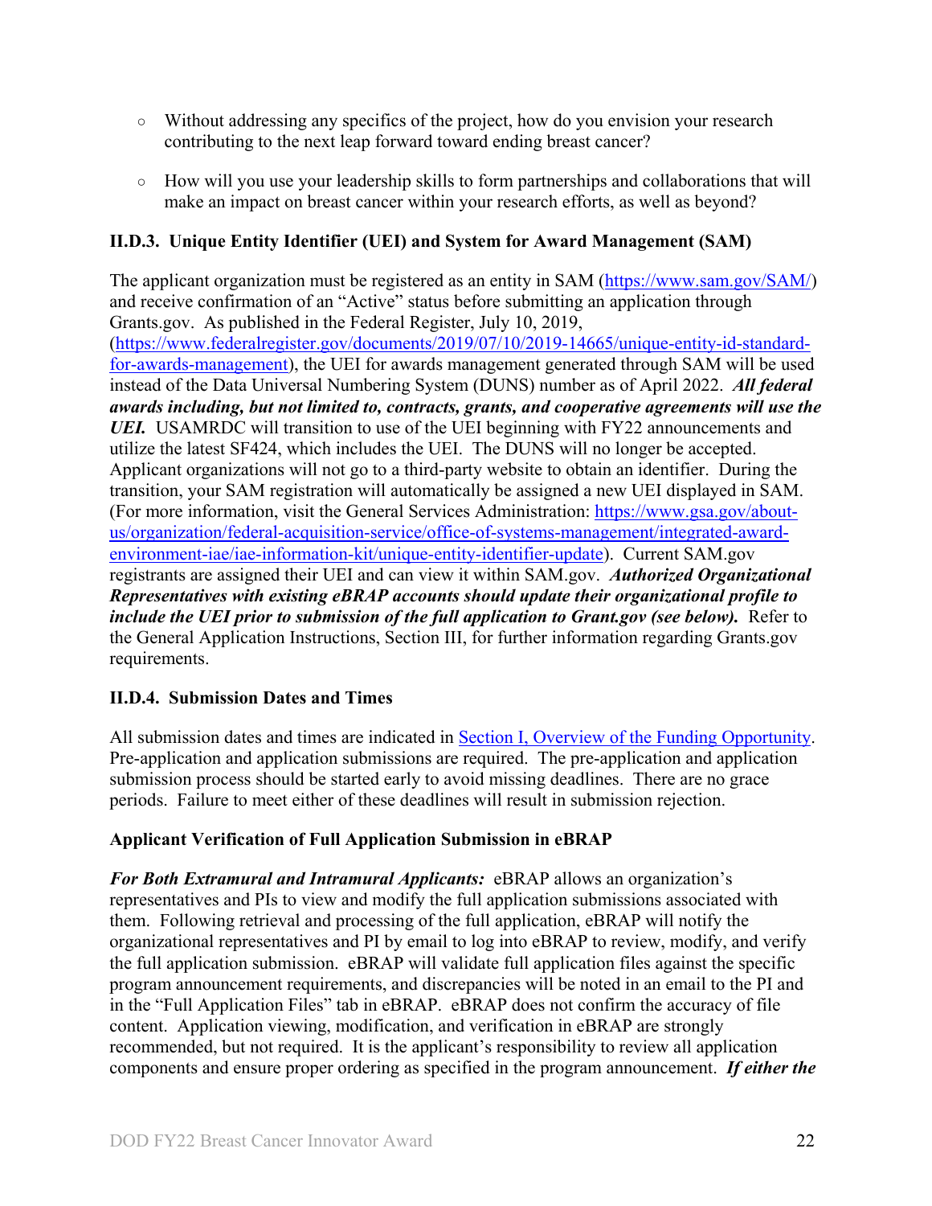- Without addressing any specifics of the project, how do you envision your research contributing to the next leap forward toward ending breast cancer?
- How will you use your leadership skills to form partnerships and collaborations that will make an impact on breast cancer within your research efforts, as well as beyond?

### II.D.3. Unique Entity Identifier (UEI) and System for Award Management (SAM)

The applicant organization must be registered as an entity in SAM ([https://www.sam.gov/SAM/](https://www.sam.gov/SAM/)) and receive confirmation of an "Active" status before submitting an application through Grants.gov. As published in the Federal Register, July 10, 2019, ([https://www.federalregister.gov/documents/2019/07/10/2019-14665/unique-entity-id-standard-for-awards-management](https://www.federalregister.gov/documents/2019/07/10/2019-14665/unique-entity-id-standard-for-awards-management)), the UEI for awards management generated through SAM will be used instead of the Data Universal Numbering System (DUNS) number as of April 2022. ***All federal awards including, but not limited to, contracts, grants, and cooperative agreements will use the UEI.*** USAMRDC will transition to use of the UEI beginning with FY22 announcements and utilize the latest SF424, which includes the UEI. The DUNS will no longer be accepted. Applicant organizations will not go to a third-party website to obtain an identifier. During the transition, your SAM registration will automatically be assigned a new UEI displayed in SAM. (For more information, visit the General Services Administration: [https://www.gsa.gov/about-us/organization/federal-acquisition-service/office-of-systems-management/integrated-award-environment-iae/iae-information-kit/unique-entity-identifier-update](https://www.gsa.gov/about-us/organization/federal-acquisition-service/office-of-systems-management/integrated-award-environment-iae/iae-information-kit/unique-entity-identifier-update)). Current SAM.gov registrants are assigned their UEI and can view it within SAM.gov. ***Authorized Organizational Representatives with existing eBRAP accounts should update their organizational profile to include the UEI prior to submission of the full application to Grant.gov (see below).*** Refer to the General Application Instructions, Section III, for further information regarding Grants.gov requirements.

### II.D.4. Submission Dates and Times

All submission dates and times are indicated in Section I, Overview of the Funding Opportunity. Pre-application and application submissions are required. The pre-application and application submission process should be started early to avoid missing deadlines. There are no grace periods. Failure to meet either of these deadlines will result in submission rejection.

**Applicant Verification of Full Application Submission in eBRAP**

***For Both Extramural and Intramural Applicants:*** eBRAP allows an organization's representatives and PIs to view and modify the full application submissions associated with them. Following retrieval and processing of the full application, eBRAP will notify the organizational representatives and PI by email to log into eBRAP to review, modify, and verify the full application submission. eBRAP will validate full application files against the specific program announcement requirements, and discrepancies will be noted in an email to the PI and in the "Full Application Files" tab in eBRAP. eBRAP does not confirm the accuracy of file content. Application viewing, modification, and verification in eBRAP are strongly recommended, but not required. It is the applicant's responsibility to review all application components and ensure proper ordering as specified in the program announcement. ***If either the***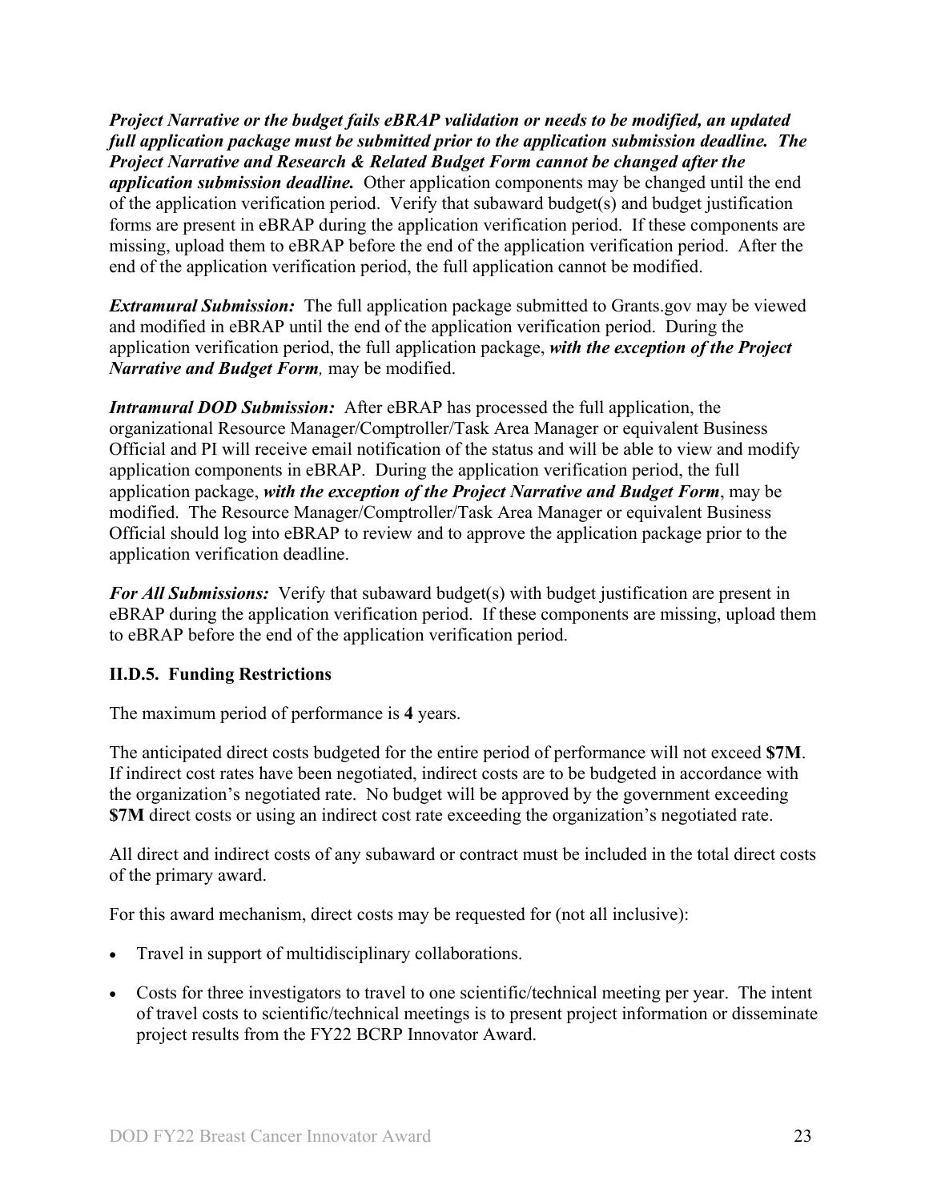***Project Narrative or the budget fails eBRAP validation or needs to be modified, an updated full application package must be submitted prior to the application submission deadline. The Project Narrative and Research & Related Budget Form cannot be changed after the application submission deadline.*** Other application components may be changed until the end of the application verification period. Verify that subaward budget(s) and budget justification forms are present in eBRAP during the application verification period. If these components are missing, upload them to eBRAP before the end of the application verification period. After the end of the application verification period, the full application cannot be modified.

***Extramural Submission:*** The full application package submitted to Grants.gov may be viewed and modified in eBRAP until the end of the application verification period. During the application verification period, the full application package, ***with the exception of the Project Narrative and Budget Form****,* may be modified.

***Intramural DOD Submission:*** After eBRAP has processed the full application, the organizational Resource Manager/Comptroller/Task Area Manager or equivalent Business Official and PI will receive email notification of the status and will be able to view and modify application components in eBRAP. During the application verification period, the full application package, ***with the exception of the Project Narrative and Budget Form***, may be modified. The Resource Manager/Comptroller/Task Area Manager or equivalent Business Official should log into eBRAP to review and to approve the application package prior to the application verification deadline.

***For All Submissions:*** Verify that subaward budget(s) with budget justification are present in eBRAP during the application verification period. If these components are missing, upload them to eBRAP before the end of the application verification period.

### II.D.5. Funding Restrictions

The maximum period of performance is **4** years.

The anticipated direct costs budgeted for the entire period of performance will not exceed **$7M**. If indirect cost rates have been negotiated, indirect costs are to be budgeted in accordance with the organization's negotiated rate. No budget will be approved by the government exceeding **$7M** direct costs or using an indirect cost rate exceeding the organization's negotiated rate.

All direct and indirect costs of any subaward or contract must be included in the total direct costs of the primary award.

For this award mechanism, direct costs may be requested for (not all inclusive):

- Travel in support of multidisciplinary collaborations.
- Costs for three investigators to travel to one scientific/technical meeting per year. The intent of travel costs to scientific/technical meetings is to present project information or disseminate project results from the FY22 BCRP Innovator Award.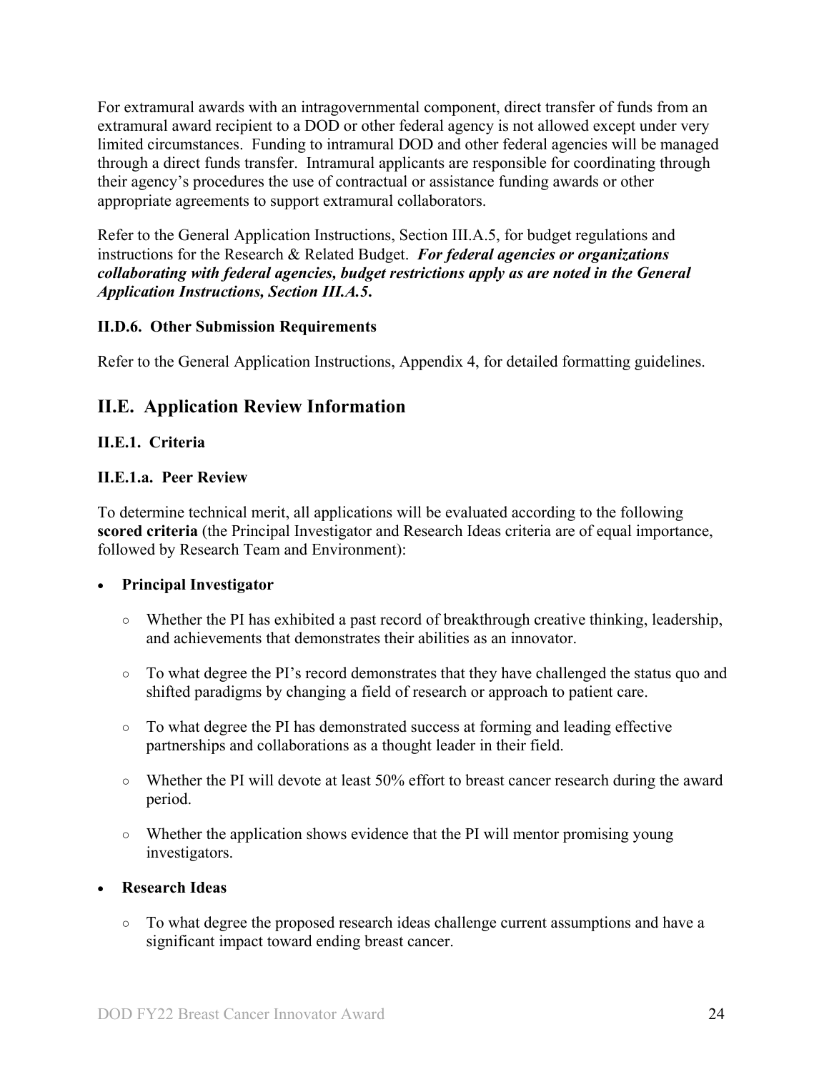For extramural awards with an intragovernmental component, direct transfer of funds from an extramural award recipient to a DOD or other federal agency is not allowed except under very limited circumstances. Funding to intramural DOD and other federal agencies will be managed through a direct funds transfer. Intramural applicants are responsible for coordinating through their agency's procedures the use of contractual or assistance funding awards or other appropriate agreements to support extramural collaborators.

Refer to the General Application Instructions, Section III.A.5, for budget regulations and instructions for the Research & Related Budget. ***For federal agencies or organizations collaborating with federal agencies, budget restrictions apply as are noted in the General Application Instructions, Section III.A.5.***

### II.D.6. Other Submission Requirements

Refer to the General Application Instructions, Appendix 4, for detailed formatting guidelines.

## II.E. Application Review Information

### II.E.1. Criteria

### II.E.1.a. Peer Review

To determine technical merit, all applications will be evaluated according to the following **scored criteria** (the Principal Investigator and Research Ideas criteria are of equal importance, followed by Research Team and Environment):

- **Principal Investigator**
  - Whether the PI has exhibited a past record of breakthrough creative thinking, leadership, and achievements that demonstrates their abilities as an innovator.
  - To what degree the PI's record demonstrates that they have challenged the status quo and shifted paradigms by changing a field of research or approach to patient care.
  - To what degree the PI has demonstrated success at forming and leading effective partnerships and collaborations as a thought leader in their field.
  - Whether the PI will devote at least 50% effort to breast cancer research during the award period.
  - Whether the application shows evidence that the PI will mentor promising young investigators.
- **Research Ideas**
  - To what degree the proposed research ideas challenge current assumptions and have a significant impact toward ending breast cancer.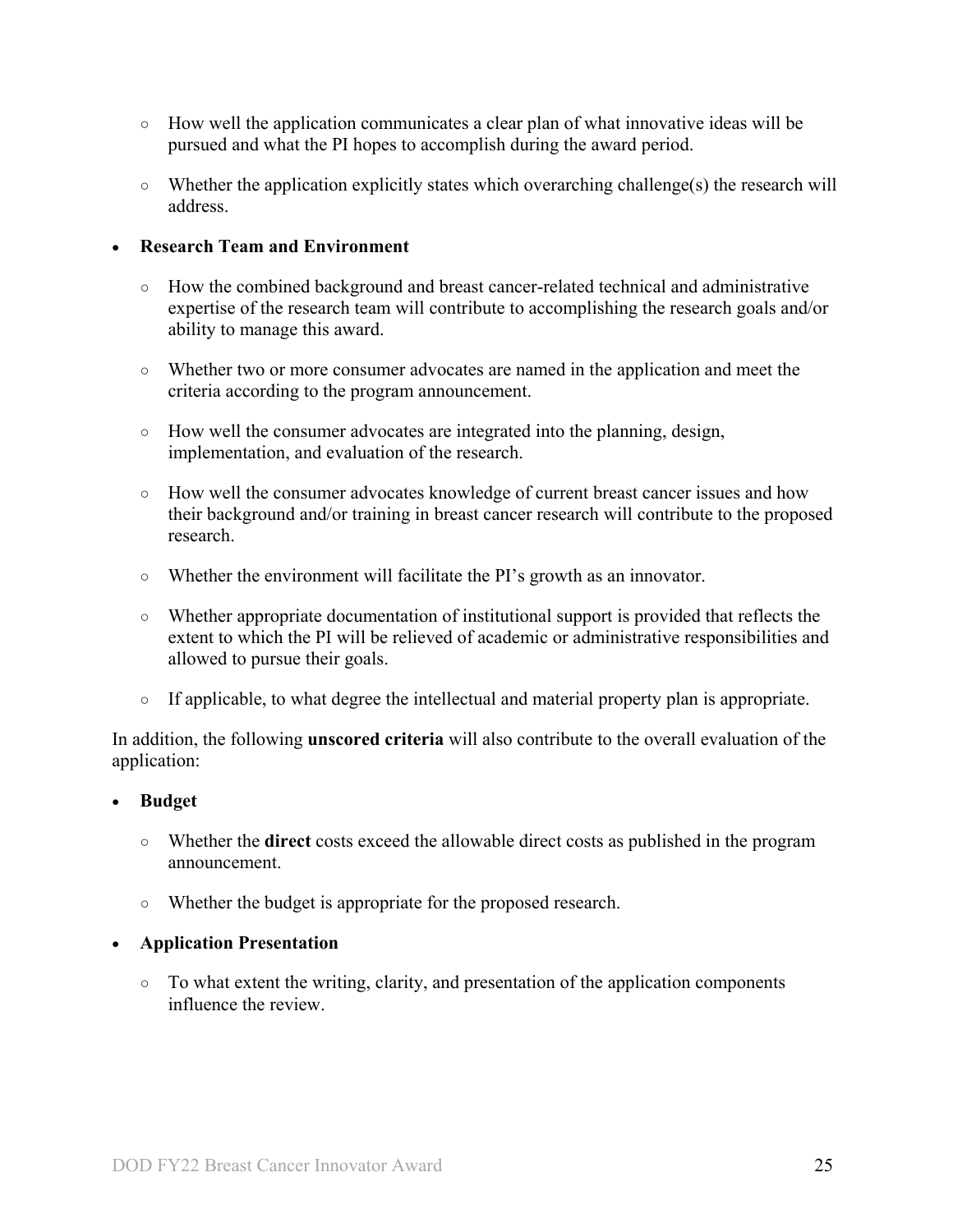- How well the application communicates a clear plan of what innovative ideas will be pursued and what the PI hopes to accomplish during the award period.
- Whether the application explicitly states which overarching challenge(s) the research will address.

- **Research Team and Environment**
  - How the combined background and breast cancer-related technical and administrative expertise of the research team will contribute to accomplishing the research goals and/or ability to manage this award.
  - Whether two or more consumer advocates are named in the application and meet the criteria according to the program announcement.
  - How well the consumer advocates are integrated into the planning, design, implementation, and evaluation of the research.
  - How well the consumer advocates knowledge of current breast cancer issues and how their background and/or training in breast cancer research will contribute to the proposed research.
  - Whether the environment will facilitate the PI's growth as an innovator.
  - Whether appropriate documentation of institutional support is provided that reflects the extent to which the PI will be relieved of academic or administrative responsibilities and allowed to pursue their goals.
  - If applicable, to what degree the intellectual and material property plan is appropriate.

In addition, the following **unscored criteria** will also contribute to the overall evaluation of the application:

- **Budget**
  - Whether the **direct** costs exceed the allowable direct costs as published in the program announcement.
  - Whether the budget is appropriate for the proposed research.

- **Application Presentation**
  - To what extent the writing, clarity, and presentation of the application components influence the review.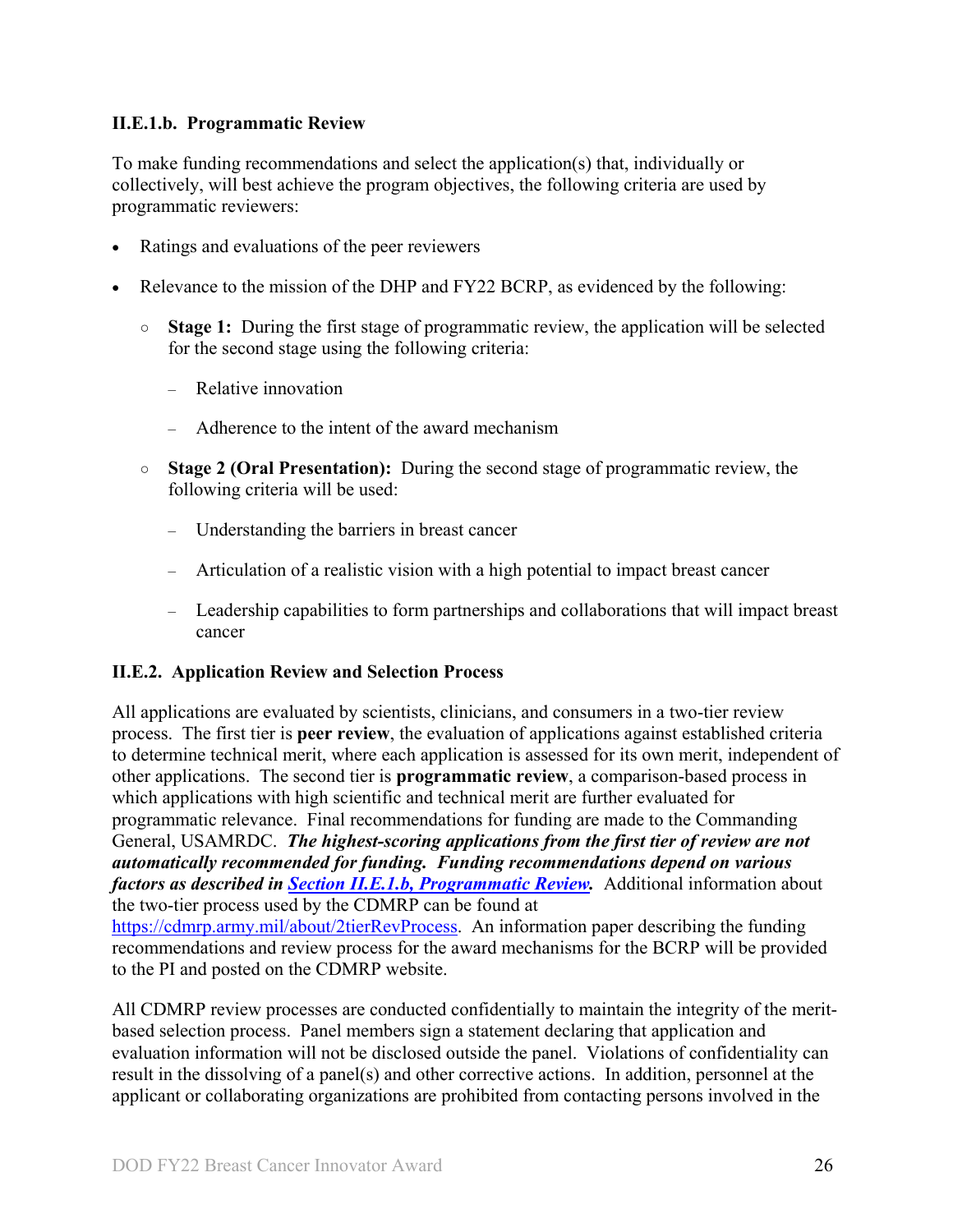### II.E.1.b. Programmatic Review

To make funding recommendations and select the application(s) that, individually or collectively, will best achieve the program objectives, the following criteria are used by programmatic reviewers:

- Ratings and evaluations of the peer reviewers
- Relevance to the mission of the DHP and FY22 BCRP, as evidenced by the following:
  - **Stage 1:** During the first stage of programmatic review, the application will be selected for the second stage using the following criteria:
    - Relative innovation
    - Adherence to the intent of the award mechanism
  - **Stage 2 (Oral Presentation):** During the second stage of programmatic review, the following criteria will be used:
    - Understanding the barriers in breast cancer
    - Articulation of a realistic vision with a high potential to impact breast cancer
    - Leadership capabilities to form partnerships and collaborations that will impact breast cancer

### II.E.2. Application Review and Selection Process

All applications are evaluated by scientists, clinicians, and consumers in a two-tier review process. The first tier is **peer review**, the evaluation of applications against established criteria to determine technical merit, where each application is assessed for its own merit, independent of other applications. The second tier is **programmatic review**, a comparison-based process in which applications with high scientific and technical merit are further evaluated for programmatic relevance. Final recommendations for funding are made to the Commanding General, USAMRDC. ***The highest-scoring applications from the first tier of review are not automatically recommended for funding. Funding recommendations depend on various factors as described in [Section II.E.1.b, Programmatic Review](#).*** Additional information about the two-tier process used by the CDMRP can be found at https://cdmrp.army.mil/about/2tierRevProcess. An information paper describing the funding recommendations and review process for the award mechanisms for the BCRP will be provided to the PI and posted on the CDMRP website.

All CDMRP review processes are conducted confidentially to maintain the integrity of the merit-based selection process. Panel members sign a statement declaring that application and evaluation information will not be disclosed outside the panel. Violations of confidentiality can result in the dissolving of a panel(s) and other corrective actions. In addition, personnel at the applicant or collaborating organizations are prohibited from contacting persons involved in the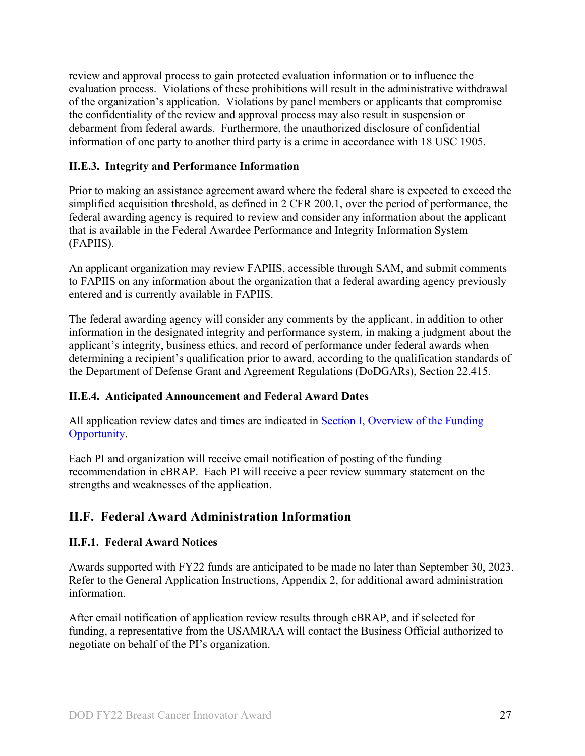review and approval process to gain protected evaluation information or to influence the evaluation process. Violations of these prohibitions will result in the administrative withdrawal of the organization's application. Violations by panel members or applicants that compromise the confidentiality of the review and approval process may also result in suspension or debarment from federal awards. Furthermore, the unauthorized disclosure of confidential information of one party to another third party is a crime in accordance with 18 USC 1905.

### II.E.3. Integrity and Performance Information

Prior to making an assistance agreement award where the federal share is expected to exceed the simplified acquisition threshold, as defined in 2 CFR 200.1, over the period of performance, the federal awarding agency is required to review and consider any information about the applicant that is available in the Federal Awardee Performance and Integrity Information System (FAPIIS).

An applicant organization may review FAPIIS, accessible through SAM, and submit comments to FAPIIS on any information about the organization that a federal awarding agency previously entered and is currently available in FAPIIS.

The federal awarding agency will consider any comments by the applicant, in addition to other information in the designated integrity and performance system, in making a judgment about the applicant's integrity, business ethics, and record of performance under federal awards when determining a recipient's qualification prior to award, according to the qualification standards of the Department of Defense Grant and Agreement Regulations (DoDGARs), Section 22.415.

### II.E.4. Anticipated Announcement and Federal Award Dates

All application review dates and times are indicated in Section I, Overview of the Funding Opportunity.

Each PI and organization will receive email notification of posting of the funding recommendation in eBRAP. Each PI will receive a peer review summary statement on the strengths and weaknesses of the application.

## II.F. Federal Award Administration Information

### II.F.1. Federal Award Notices

Awards supported with FY22 funds are anticipated to be made no later than September 30, 2023. Refer to the General Application Instructions, Appendix 2, for additional award administration information.

After email notification of application review results through eBRAP, and if selected for funding, a representative from the USAMRAA will contact the Business Official authorized to negotiate on behalf of the PI's organization.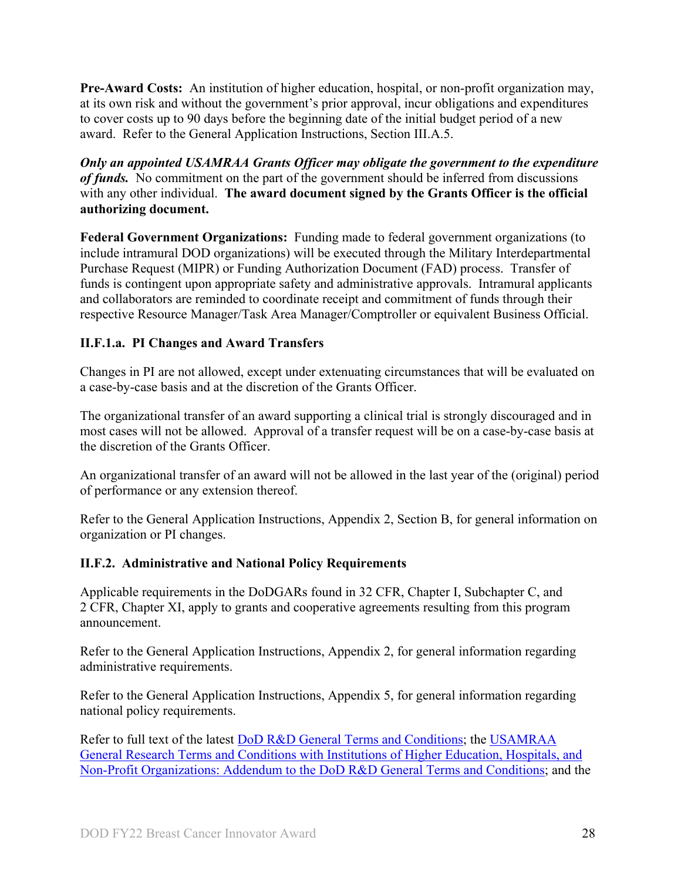**Pre-Award Costs:** An institution of higher education, hospital, or non-profit organization may, at its own risk and without the government's prior approval, incur obligations and expenditures to cover costs up to 90 days before the beginning date of the initial budget period of a new award. Refer to the General Application Instructions, Section III.A.5.

***Only an appointed USAMRAA Grants Officer may obligate the government to the expenditure of funds.*** No commitment on the part of the government should be inferred from discussions with any other individual. **The award document signed by the Grants Officer is the official authorizing document.**

**Federal Government Organizations:** Funding made to federal government organizations (to include intramural DOD organizations) will be executed through the Military Interdepartmental Purchase Request (MIPR) or Funding Authorization Document (FAD) process. Transfer of funds is contingent upon appropriate safety and administrative approvals. Intramural applicants and collaborators are reminded to coordinate receipt and commitment of funds through their respective Resource Manager/Task Area Manager/Comptroller or equivalent Business Official.

### II.F.1.a. PI Changes and Award Transfers

Changes in PI are not allowed, except under extenuating circumstances that will be evaluated on a case-by-case basis and at the discretion of the Grants Officer.

The organizational transfer of an award supporting a clinical trial is strongly discouraged and in most cases will not be allowed. Approval of a transfer request will be on a case-by-case basis at the discretion of the Grants Officer.

An organizational transfer of an award will not be allowed in the last year of the (original) period of performance or any extension thereof.

Refer to the General Application Instructions, Appendix 2, Section B, for general information on organization or PI changes.

### II.F.2. Administrative and National Policy Requirements

Applicable requirements in the DoDGARs found in 32 CFR, Chapter I, Subchapter C, and 2 CFR, Chapter XI, apply to grants and cooperative agreements resulting from this program announcement.

Refer to the General Application Instructions, Appendix 2, for general information regarding administrative requirements.

Refer to the General Application Instructions, Appendix 5, for general information regarding national policy requirements.

Refer to full text of the latest DoD R&D General Terms and Conditions; the USAMRAA General Research Terms and Conditions with Institutions of Higher Education, Hospitals, and Non-Profit Organizations: Addendum to the DoD R&D General Terms and Conditions; and the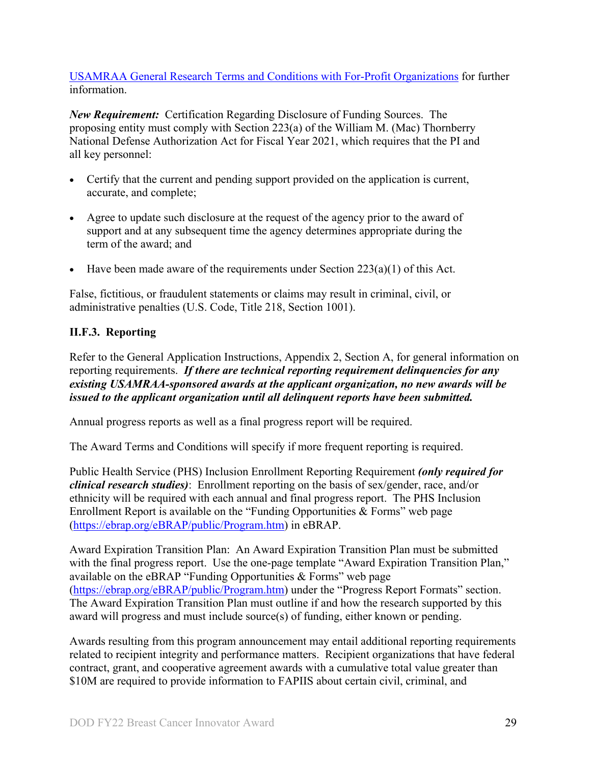[USAMRAA General Research Terms and Conditions with For-Profit Organizations](USAMRAA General Research Terms and Conditions with For-Profit Organizations) for further information.

***New Requirement:*** Certification Regarding Disclosure of Funding Sources. The proposing entity must comply with Section 223(a) of the William M. (Mac) Thornberry National Defense Authorization Act for Fiscal Year 2021, which requires that the PI and all key personnel:

- Certify that the current and pending support provided on the application is current, accurate, and complete;
- Agree to update such disclosure at the request of the agency prior to the award of support and at any subsequent time the agency determines appropriate during the term of the award; and
- Have been made aware of the requirements under Section 223(a)(1) of this Act.

False, fictitious, or fraudulent statements or claims may result in criminal, civil, or administrative penalties (U.S. Code, Title 218, Section 1001).

### II.F.3. Reporting

Refer to the General Application Instructions, Appendix 2, Section A, for general information on reporting requirements. ***If there are technical reporting requirement delinquencies for any existing USAMRAA-sponsored awards at the applicant organization, no new awards will be issued to the applicant organization until all delinquent reports have been submitted.***

Annual progress reports as well as a final progress report will be required.

The Award Terms and Conditions will specify if more frequent reporting is required.

Public Health Service (PHS) Inclusion Enrollment Reporting Requirement ***(only required for clinical research studies)***: Enrollment reporting on the basis of sex/gender, race, and/or ethnicity will be required with each annual and final progress report. The PHS Inclusion Enrollment Report is available on the "Funding Opportunities & Forms" web page ([https://ebrap.org/eBRAP/public/Program.htm](https://ebrap.org/eBRAP/public/Program.htm)) in eBRAP.

Award Expiration Transition Plan: An Award Expiration Transition Plan must be submitted with the final progress report. Use the one-page template "Award Expiration Transition Plan," available on the eBRAP "Funding Opportunities & Forms" web page ([https://ebrap.org/eBRAP/public/Program.htm](https://ebrap.org/eBRAP/public/Program.htm)) under the "Progress Report Formats" section. The Award Expiration Transition Plan must outline if and how the research supported by this award will progress and must include source(s) of funding, either known or pending.

Awards resulting from this program announcement may entail additional reporting requirements related to recipient integrity and performance matters. Recipient organizations that have federal contract, grant, and cooperative agreement awards with a cumulative total value greater than $10M are required to provide information to FAPIIS about certain civil, criminal, and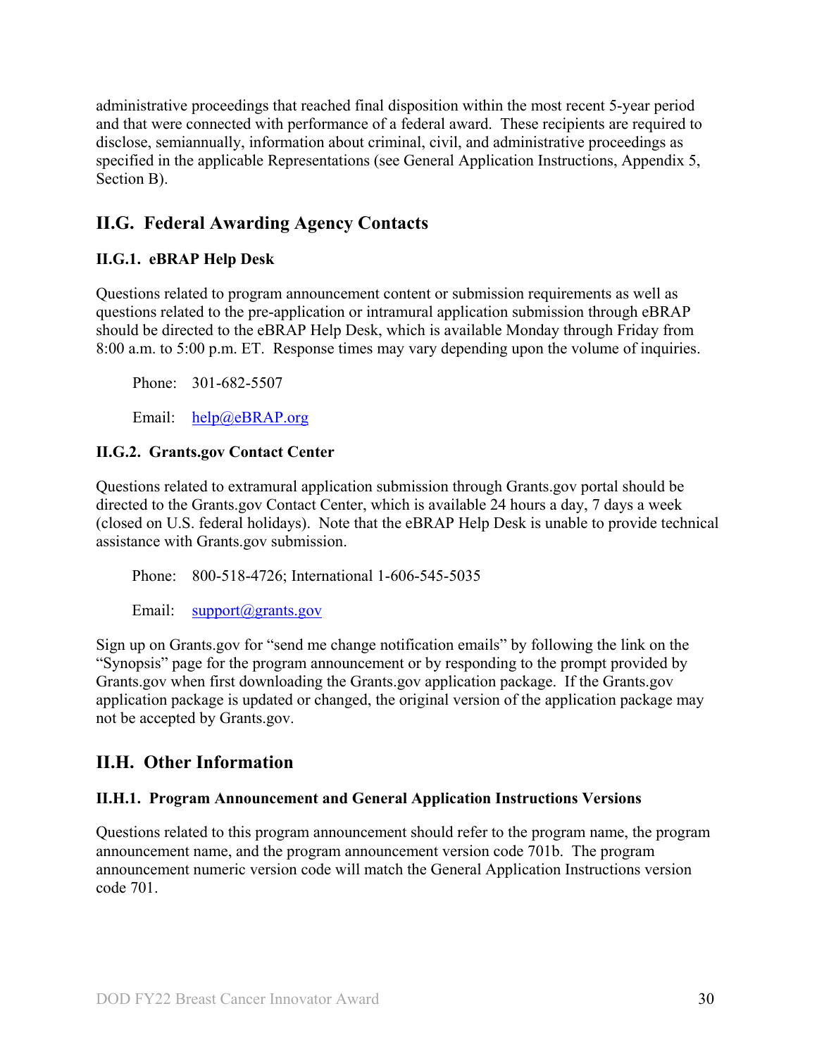administrative proceedings that reached final disposition within the most recent 5-year period and that were connected with performance of a federal award. These recipients are required to disclose, semiannually, information about criminal, civil, and administrative proceedings as specified in the applicable Representations (see General Application Instructions, Appendix 5, Section B).

## II.G. Federal Awarding Agency Contacts

### II.G.1. eBRAP Help Desk

Questions related to program announcement content or submission requirements as well as questions related to the pre-application or intramural application submission through eBRAP should be directed to the eBRAP Help Desk, which is available Monday through Friday from 8:00 a.m. to 5:00 p.m. ET. Response times may vary depending upon the volume of inquiries.

Phone: 301-682-5507

Email: help@eBRAP.org

### II.G.2. Grants.gov Contact Center

Questions related to extramural application submission through Grants.gov portal should be directed to the Grants.gov Contact Center, which is available 24 hours a day, 7 days a week (closed on U.S. federal holidays). Note that the eBRAP Help Desk is unable to provide technical assistance with Grants.gov submission.

Phone: 800-518-4726; International 1-606-545-5035

Email: support@grants.gov

Sign up on Grants.gov for "send me change notification emails" by following the link on the "Synopsis" page for the program announcement or by responding to the prompt provided by Grants.gov when first downloading the Grants.gov application package. If the Grants.gov application package is updated or changed, the original version of the application package may not be accepted by Grants.gov.

## II.H. Other Information

### II.H.1. Program Announcement and General Application Instructions Versions

Questions related to this program announcement should refer to the program name, the program announcement name, and the program announcement version code 701b. The program announcement numeric version code will match the General Application Instructions version code 701.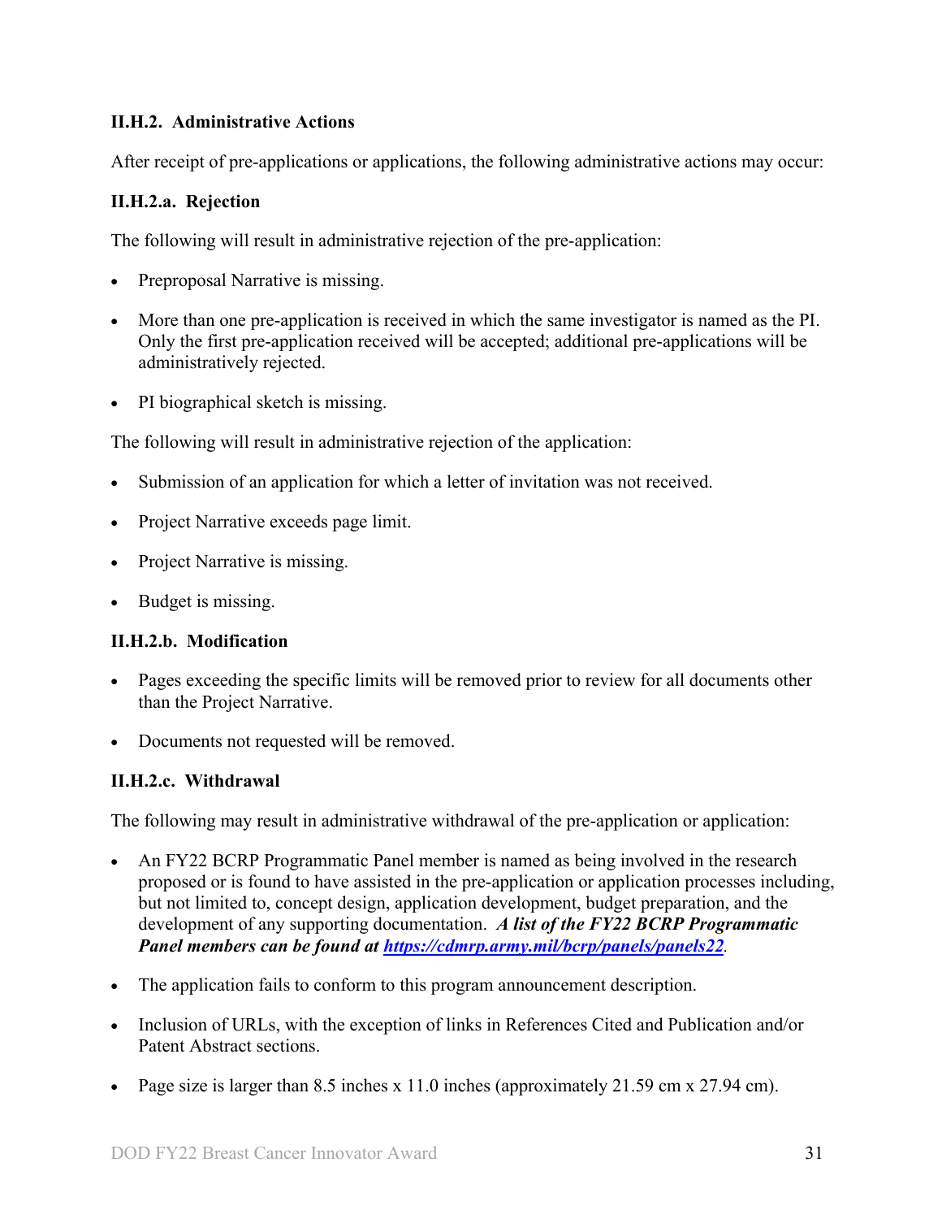### II.H.2. Administrative Actions

After receipt of pre-applications or applications, the following administrative actions may occur:

#### II.H.2.a. Rejection

The following will result in administrative rejection of the pre-application:

- Preproposal Narrative is missing.
- More than one pre-application is received in which the same investigator is named as the PI. Only the first pre-application received will be accepted; additional pre-applications will be administratively rejected.
- PI biographical sketch is missing.

The following will result in administrative rejection of the application:

- Submission of an application for which a letter of invitation was not received.
- Project Narrative exceeds page limit.
- Project Narrative is missing.
- Budget is missing.

#### II.H.2.b. Modification

- Pages exceeding the specific limits will be removed prior to review for all documents other than the Project Narrative.
- Documents not requested will be removed.

#### II.H.2.c. Withdrawal

The following may result in administrative withdrawal of the pre-application or application:

- An FY22 BCRP Programmatic Panel member is named as being involved in the research proposed or is found to have assisted in the pre-application or application processes including, but not limited to, concept design, application development, budget preparation, and the development of any supporting documentation. ***A list of the FY22 BCRP Programmatic Panel members can be found at [https://cdmrp.army.mil/bcrp/panels/panels22](https://cdmrp.army.mil/bcrp/panels/panels22).***
- The application fails to conform to this program announcement description.
- Inclusion of URLs, with the exception of links in References Cited and Publication and/or Patent Abstract sections.
- Page size is larger than 8.5 inches x 11.0 inches (approximately 21.59 cm x 27.94 cm).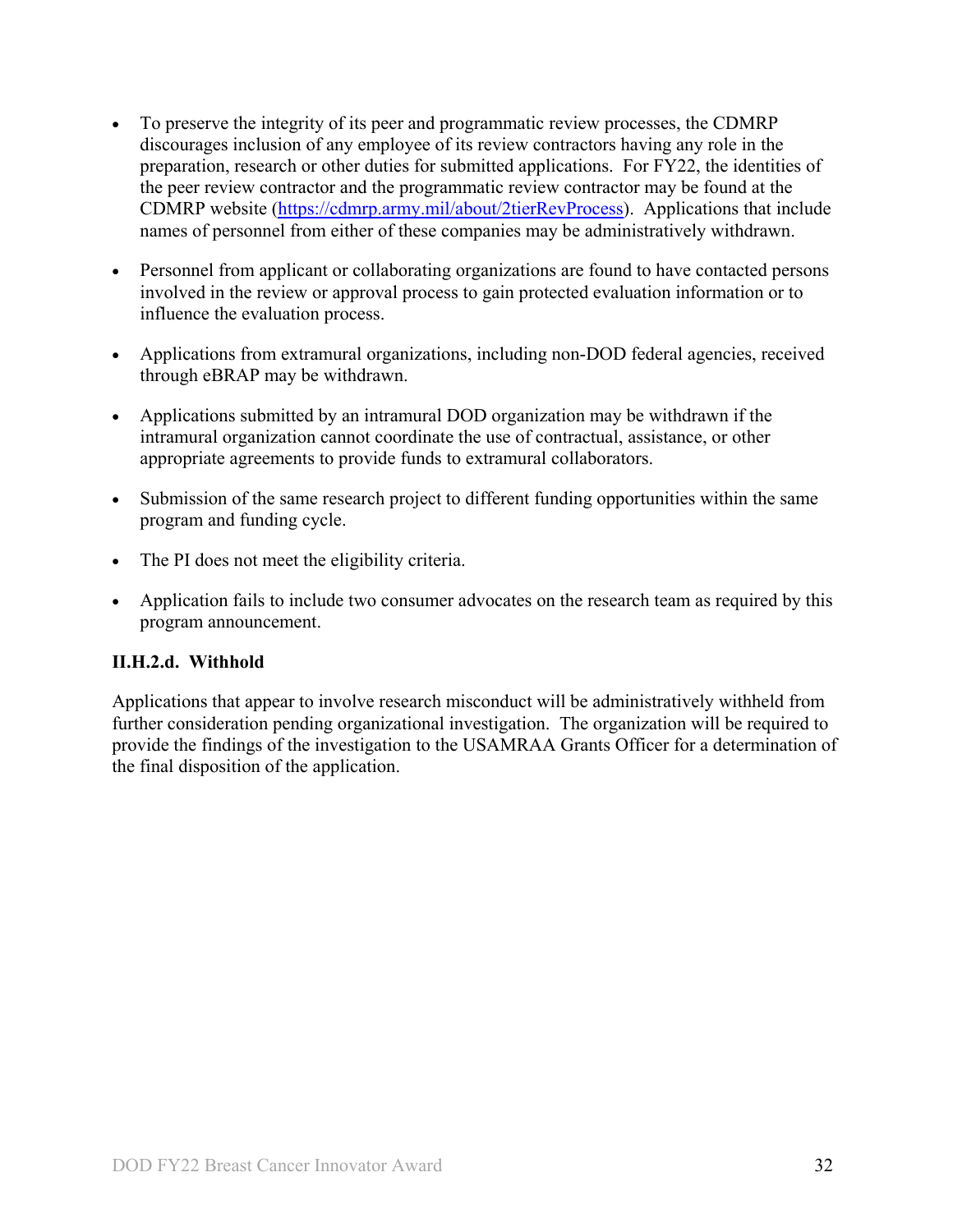- To preserve the integrity of its peer and programmatic review processes, the CDMRP discourages inclusion of any employee of its review contractors having any role in the preparation, research or other duties for submitted applications. For FY22, the identities of the peer review contractor and the programmatic review contractor may be found at the CDMRP website (https://cdmrp.army.mil/about/2tierRevProcess). Applications that include names of personnel from either of these companies may be administratively withdrawn.

- Personnel from applicant or collaborating organizations are found to have contacted persons involved in the review or approval process to gain protected evaluation information or to influence the evaluation process.

- Applications from extramural organizations, including non-DOD federal agencies, received through eBRAP may be withdrawn.

- Applications submitted by an intramural DOD organization may be withdrawn if the intramural organization cannot coordinate the use of contractual, assistance, or other appropriate agreements to provide funds to extramural collaborators.

- Submission of the same research project to different funding opportunities within the same program and funding cycle.

- The PI does not meet the eligibility criteria.

- Application fails to include two consumer advocates on the research team as required by this program announcement.

**II.H.2.d. Withhold**

Applications that appear to involve research misconduct will be administratively withheld from further consideration pending organizational investigation. The organization will be required to provide the findings of the investigation to the USAMRAA Grants Officer for a determination of the final disposition of the application.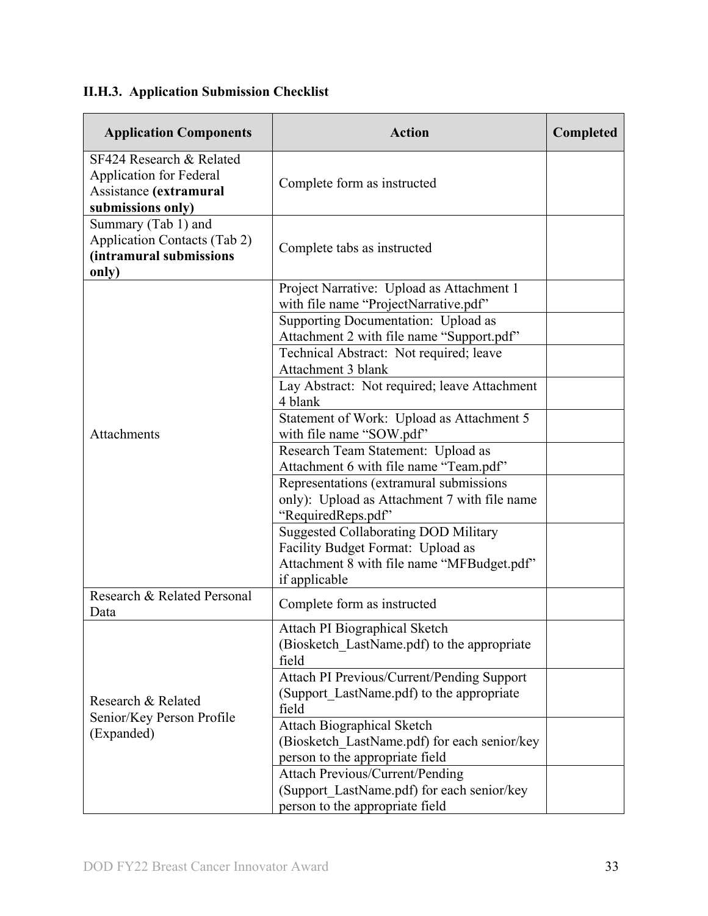### II.H.3. Application Submission Checklist

| Application Components | Action | Completed |
|---|---|---|
| SF424 Research & Related Application for Federal Assistance **(extramural submissions only)** | Complete form as instructed | |
| Summary (Tab 1) and Application Contacts (Tab 2) **(intramural submissions only)** | Complete tabs as instructed | |
| Attachments | Project Narrative: Upload as Attachment 1 with file name "ProjectNarrative.pdf" | |
| | Supporting Documentation: Upload as Attachment 2 with file name "Support.pdf" | |
| | Technical Abstract: Not required; leave Attachment 3 blank | |
| | Lay Abstract: Not required; leave Attachment 4 blank | |
| | Statement of Work: Upload as Attachment 5 with file name "SOW.pdf" | |
| | Research Team Statement: Upload as Attachment 6 with file name "Team.pdf" | |
| | Representations (extramural submissions only): Upload as Attachment 7 with file name "RequiredReps.pdf" | |
| | Suggested Collaborating DOD Military Facility Budget Format: Upload as Attachment 8 with file name "MFBudget.pdf" if applicable | |
| Research & Related Personal Data | Complete form as instructed | |
| Research & Related Senior/Key Person Profile (Expanded) | Attach PI Biographical Sketch (Biosketch_LastName.pdf) to the appropriate field | |
| | Attach PI Previous/Current/Pending Support (Support_LastName.pdf) to the appropriate field | |
| | Attach Biographical Sketch (Biosketch_LastName.pdf) for each senior/key person to the appropriate field | |
| | Attach Previous/Current/Pending (Support_LastName.pdf) for each senior/key person to the appropriate field | |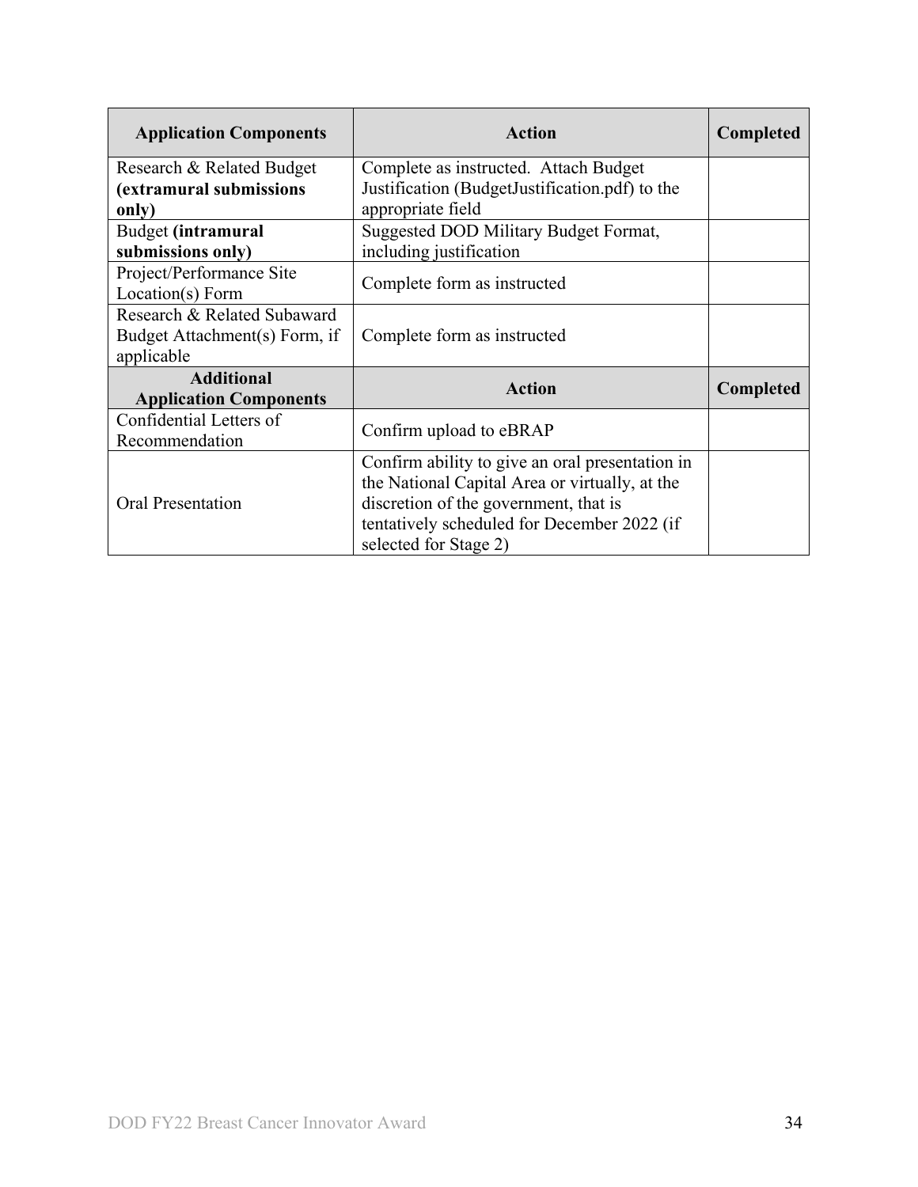| Application Components | Action | Completed |
| --- | --- | --- |
| Research & Related Budget **(extramural submissions only)** | Complete as instructed. Attach Budget Justification (BudgetJustification.pdf) to the appropriate field | |
| Budget **(intramural submissions only)** | Suggested DOD Military Budget Format, including justification | |
| Project/Performance Site Location(s) Form | Complete form as instructed | |
| Research & Related Subaward Budget Attachment(s) Form, if applicable | Complete form as instructed | |
| **Additional Application Components** | **Action** | **Completed** |
| Confidential Letters of Recommendation | Confirm upload to eBRAP | |
| Oral Presentation | Confirm ability to give an oral presentation in the National Capital Area or virtually, at the discretion of the government, that is tentatively scheduled for December 2022 (if selected for Stage 2) | |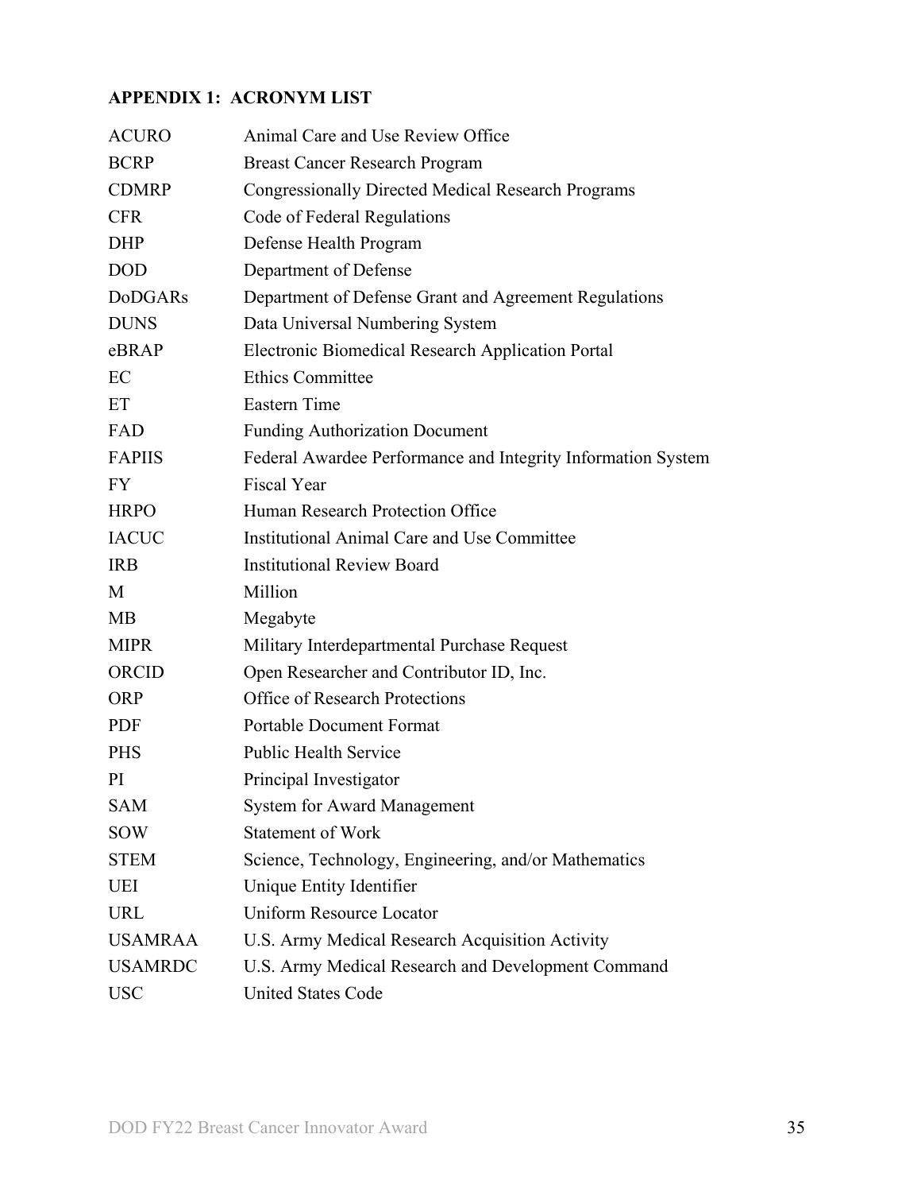## APPENDIX 1: ACRONYM LIST

| | |
|---|---|
| ACURO | Animal Care and Use Review Office |
| BCRP | Breast Cancer Research Program |
| CDMRP | Congressionally Directed Medical Research Programs |
| CFR | Code of Federal Regulations |
| DHP | Defense Health Program |
| DOD | Department of Defense |
| DoDGARs | Department of Defense Grant and Agreement Regulations |
| DUNS | Data Universal Numbering System |
| eBRAP | Electronic Biomedical Research Application Portal |
| EC | Ethics Committee |
| ET | Eastern Time |
| FAD | Funding Authorization Document |
| FAPIIS | Federal Awardee Performance and Integrity Information System |
| FY | Fiscal Year |
| HRPO | Human Research Protection Office |
| IACUC | Institutional Animal Care and Use Committee |
| IRB | Institutional Review Board |
| M | Million |
| MB | Megabyte |
| MIPR | Military Interdepartmental Purchase Request |
| ORCID | Open Researcher and Contributor ID, Inc. |
| ORP | Office of Research Protections |
| PDF | Portable Document Format |
| PHS | Public Health Service |
| PI | Principal Investigator |
| SAM | System for Award Management |
| SOW | Statement of Work |
| STEM | Science, Technology, Engineering, and/or Mathematics |
| UEI | Unique Entity Identifier |
| URL | Uniform Resource Locator |
| USAMRAA | U.S. Army Medical Research Acquisition Activity |
| USAMRDC | U.S. Army Medical Research and Development Command |
| USC | United States Code |